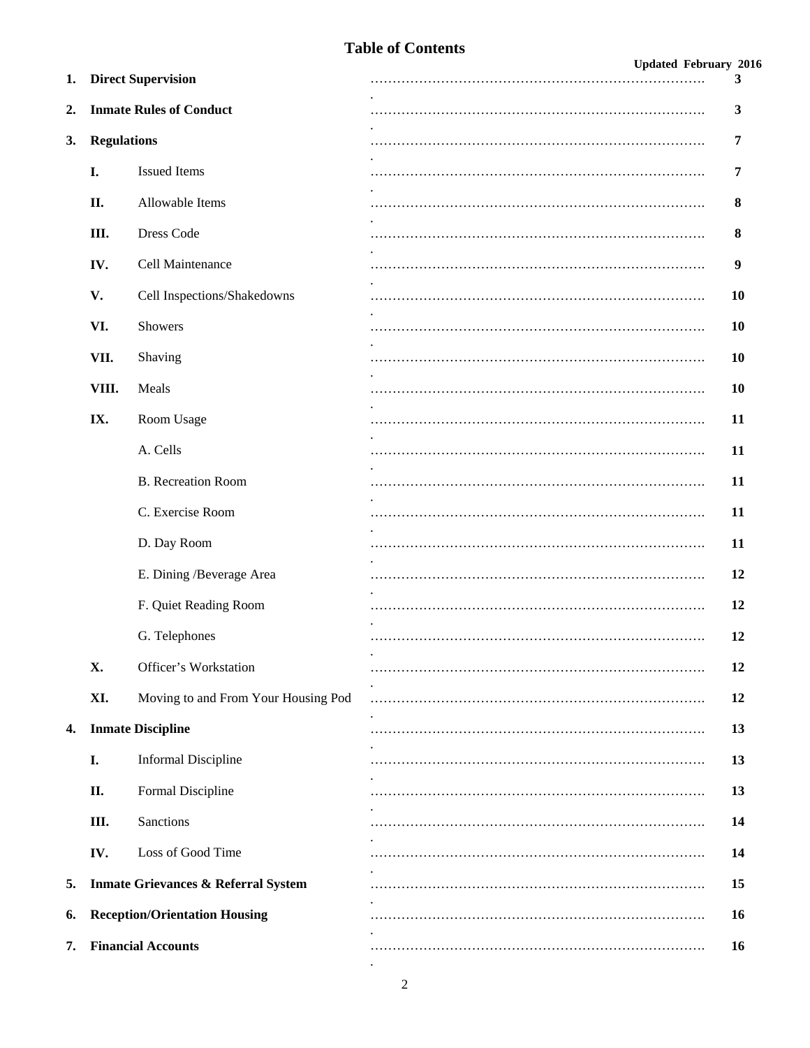# Table of Contents

**Updated February 2016**

| | | | |
|---|---|---|---|
| **1.** | **Direct Supervision** | | **3** |
| **2.** | **Inmate Rules of Conduct** | | **3** |
| **3.** | **Regulations** | | **7** |
| | **I.** | Issued Items | **7** |
| | **II.** | Allowable Items | **8** |
| | **III.** | Dress Code | **8** |
| | **IV.** | Cell Maintenance | **9** |
| | **V.** | Cell Inspections/Shakedowns | **10** |
| | **VI.** | Showers | **10** |
| | **VII.** | Shaving | **10** |
| | **VIII.** | Meals | **10** |
| | **IX.** | Room Usage | **11** |
| | | A. Cells | **11** |
| | | B. Recreation Room | **11** |
| | | C. Exercise Room | **11** |
| | | D. Day Room | **11** |
| | | E. Dining /Beverage Area | **12** |
| | | F. Quiet Reading Room | **12** |
| | | G. Telephones | **12** |
| | **X.** | Officer's Workstation | **12** |
| | **XI.** | Moving to and From Your Housing Pod | **12** |
| **4.** | **Inmate Discipline** | | **13** |
| | **I.** | Informal Discipline | **13** |
| | **II.** | Formal Discipline | **13** |
| | **III.** | Sanctions | **14** |
| | **IV.** | Loss of Good Time | **14** |
| **5.** | **Inmate Grievances & Referral System** | | **15** |
| **6.** | **Reception/Orientation Housing** | | **16** |
| **7.** | **Financial Accounts** | | **16** |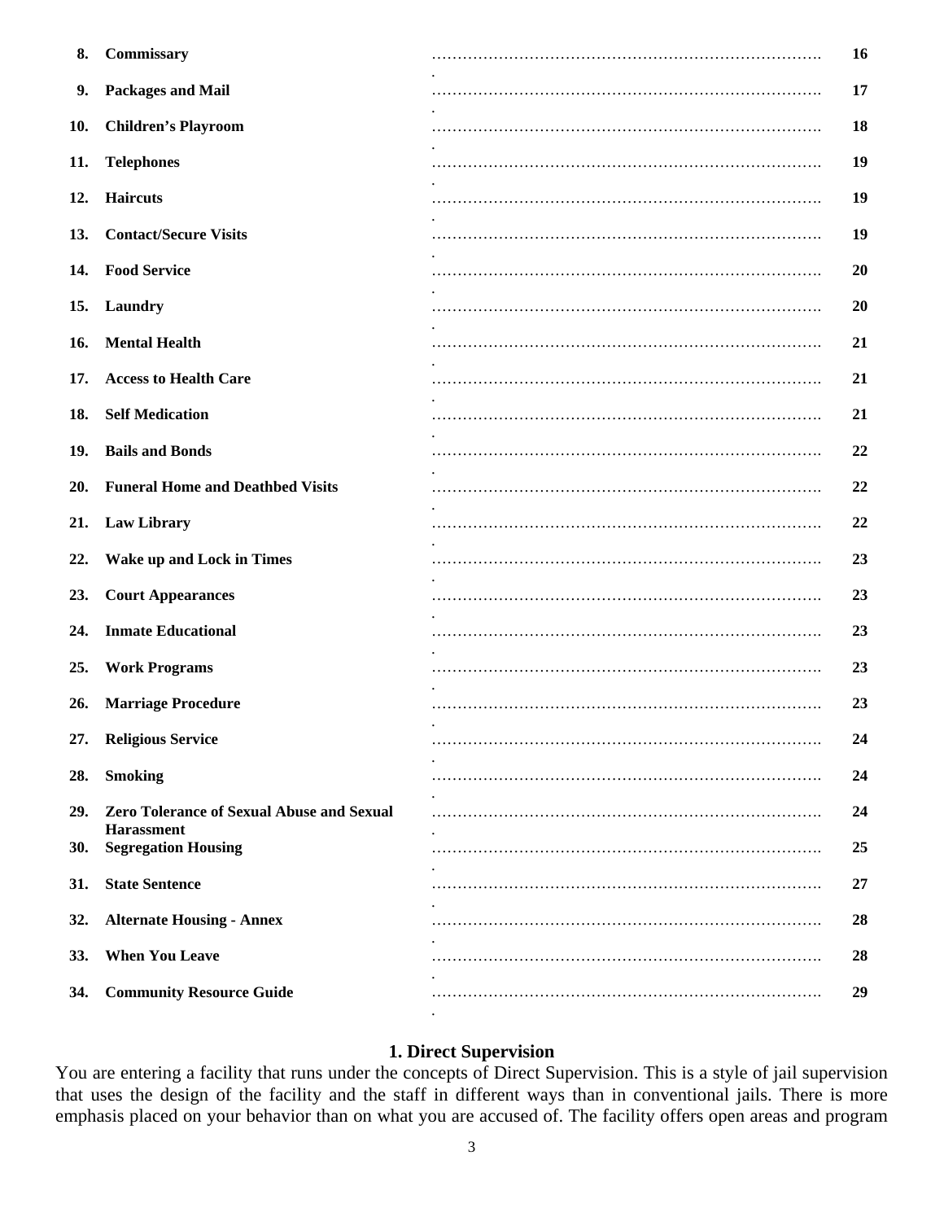| | | |
|---|---|---|
| **8.** | **Commissary** | 16 |
| **9.** | **Packages and Mail** | 17 |
| **10.** | **Children's Playroom** | 18 |
| **11.** | **Telephones** | 19 |
| **12.** | **Haircuts** | 19 |
| **13.** | **Contact/Secure Visits** | 19 |
| **14.** | **Food Service** | 20 |
| **15.** | **Laundry** | 20 |
| **16.** | **Mental Health** | 21 |
| **17.** | **Access to Health Care** | 21 |
| **18.** | **Self Medication** | 21 |
| **19.** | **Bails and Bonds** | 22 |
| **20.** | **Funeral Home and Deathbed Visits** | 22 |
| **21.** | **Law Library** | 22 |
| **22.** | **Wake up and Lock in Times** | 23 |
| **23.** | **Court Appearances** | 23 |
| **24.** | **Inmate Educational** | 23 |
| **25.** | **Work Programs** | 23 |
| **26.** | **Marriage Procedure** | 23 |
| **27.** | **Religious Service** | 24 |
| **28.** | **Smoking** | 24 |
| **29.** | **Zero Tolerance of Sexual Abuse and Sexual Harassment** | 24 |
| **30.** | **Segregation Housing** | 25 |
| **31.** | **State Sentence** | 27 |
| **32.** | **Alternate Housing - Annex** | 28 |
| **33.** | **When You Leave** | 28 |
| **34.** | **Community Resource Guide** | 29 |

## 1. Direct Supervision

You are entering a facility that runs under the concepts of Direct Supervision. This is a style of jail supervision that uses the design of the facility and the staff in different ways than in conventional jails. There is more emphasis placed on your behavior than on what you are accused of. The facility offers open areas and program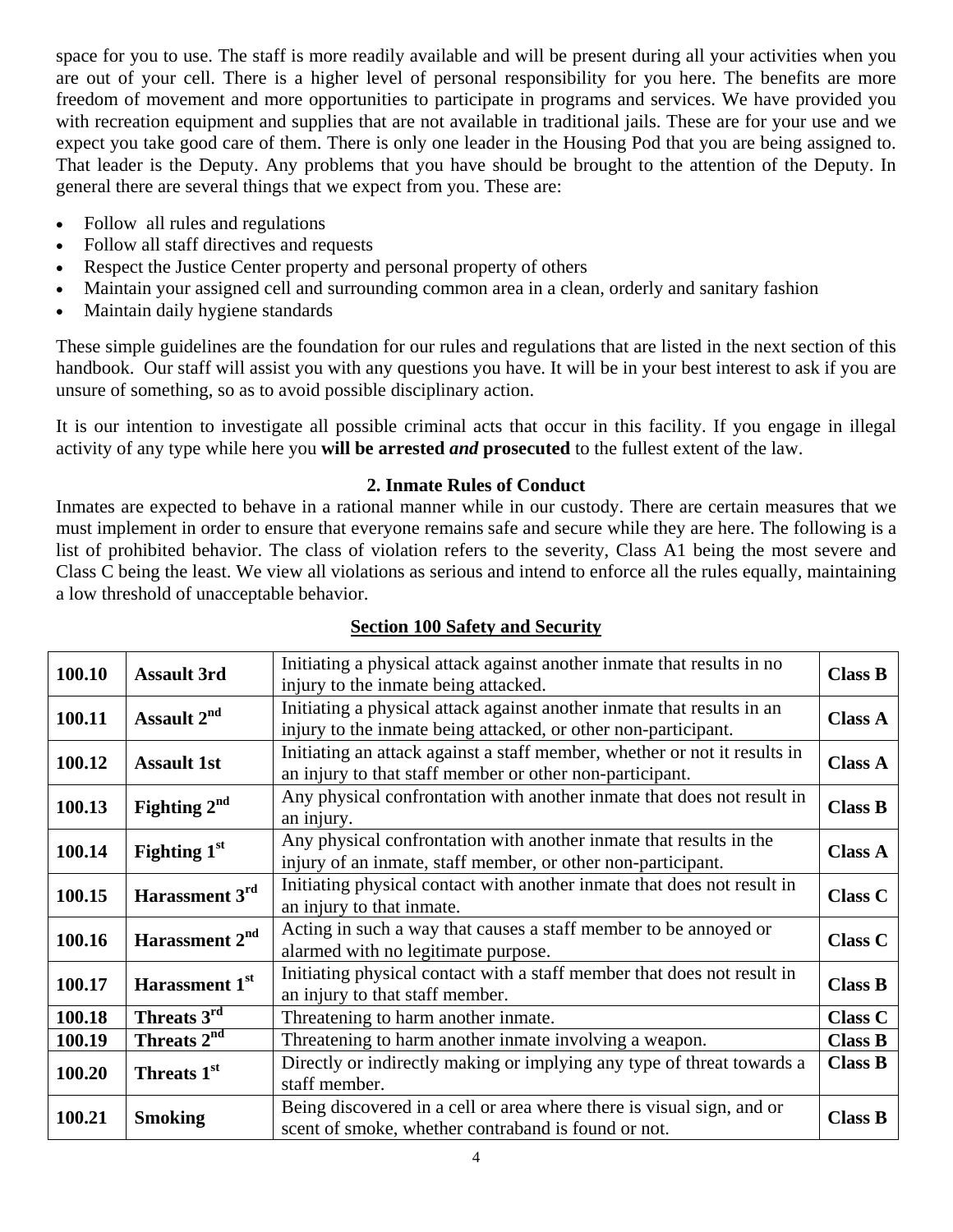space for you to use. The staff is more readily available and will be present during all your activities when you are out of your cell. There is a higher level of personal responsibility for you here. The benefits are more freedom of movement and more opportunities to participate in programs and services. We have provided you with recreation equipment and supplies that are not available in traditional jails. These are for your use and we expect you take good care of them. There is only one leader in the Housing Pod that you are being assigned to. That leader is the Deputy. Any problems that you have should be brought to the attention of the Deputy. In general there are several things that we expect from you. These are:

- Follow all rules and regulations
- Follow all staff directives and requests
- Respect the Justice Center property and personal property of others
- Maintain your assigned cell and surrounding common area in a clean, orderly and sanitary fashion
- Maintain daily hygiene standards

These simple guidelines are the foundation for our rules and regulations that are listed in the next section of this handbook. Our staff will assist you with any questions you have. It will be in your best interest to ask if you are unsure of something, so as to avoid possible disciplinary action.

It is our intention to investigate all possible criminal acts that occur in this facility. If you engage in illegal activity of any type while here you **will be arrested *and* prosecuted** to the fullest extent of the law.

## 2. Inmate Rules of Conduct

Inmates are expected to behave in a rational manner while in our custody. There are certain measures that we must implement in order to ensure that everyone remains safe and secure while they are here. The following is a list of prohibited behavior. The class of violation refers to the severity, Class A1 being the most severe and Class C being the least. We view all violations as serious and intend to enforce all the rules equally, maintaining a low threshold of unacceptable behavior.

### Section 100 Safety and Security

| | | | |
|---|---|---|---|
| **100.10** | **Assault 3rd** | Initiating a physical attack against another inmate that results in no injury to the inmate being attacked. | **Class B** |
| **100.11** | **Assault 2nd** | Initiating a physical attack against another inmate that results in an injury to the inmate being attacked, or other non-participant. | **Class A** |
| **100.12** | **Assault 1st** | Initiating an attack against a staff member, whether or not it results in an injury to that staff member or other non-participant. | **Class A** |
| **100.13** | **Fighting 2nd** | Any physical confrontation with another inmate that does not result in an injury. | **Class B** |
| **100.14** | **Fighting 1st** | Any physical confrontation with another inmate that results in the injury of an inmate, staff member, or other non-participant. | **Class A** |
| **100.15** | **Harassment 3rd** | Initiating physical contact with another inmate that does not result in an injury to that inmate. | **Class C** |
| **100.16** | **Harassment 2nd** | Acting in such a way that causes a staff member to be annoyed or alarmed with no legitimate purpose. | **Class C** |
| **100.17** | **Harassment 1st** | Initiating physical contact with a staff member that does not result in an injury to that staff member. | **Class B** |
| **100.18** | **Threats 3rd** | Threatening to harm another inmate. | **Class C** |
| **100.19** | **Threats 2nd** | Threatening to harm another inmate involving a weapon. | **Class B** |
| **100.20** | **Threats 1st** | Directly or indirectly making or implying any type of threat towards a staff member. | **Class B** |
| **100.21** | **Smoking** | Being discovered in a cell or area where there is visual sign, and or scent of smoke, whether contraband is found or not. | **Class B** |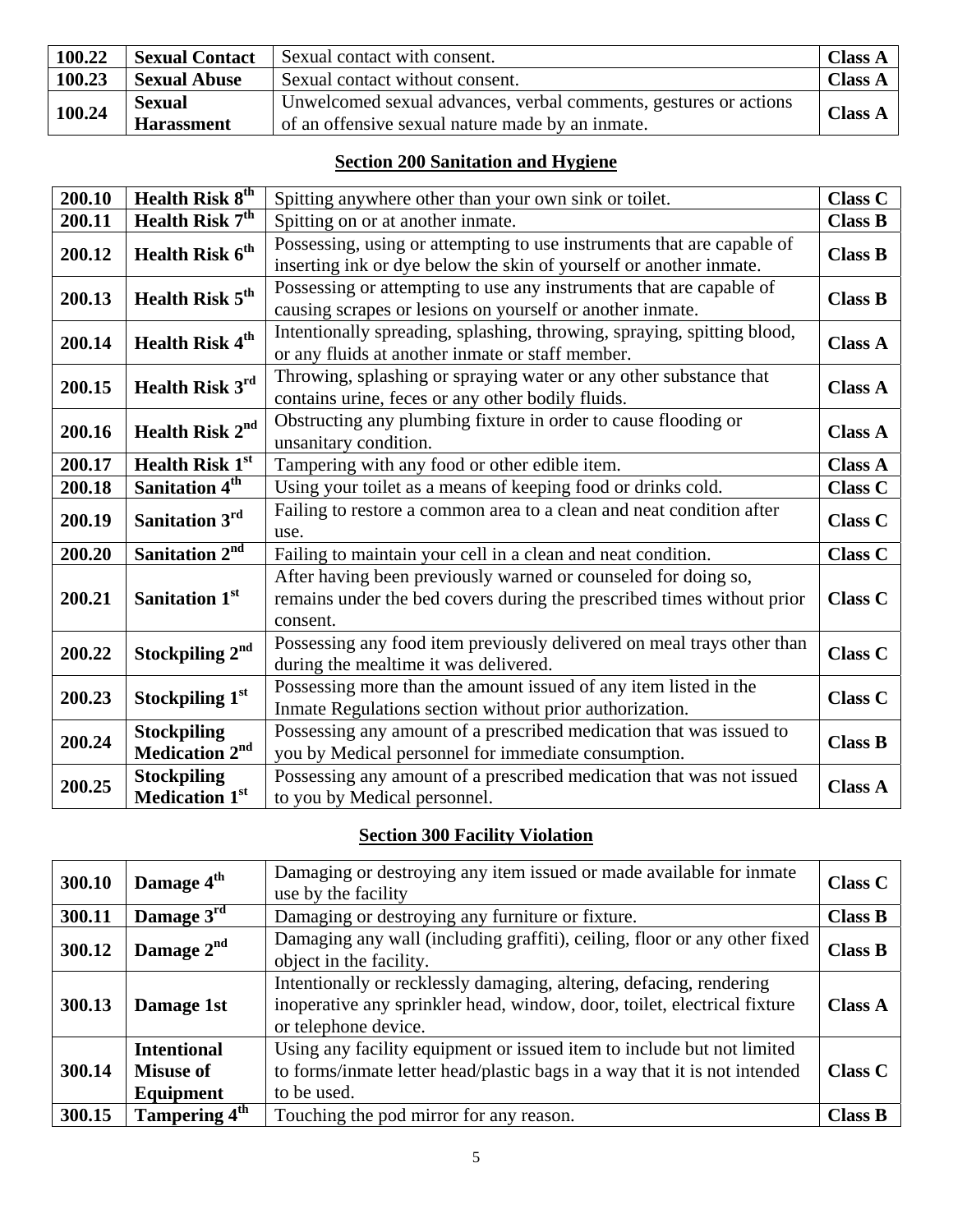| 100.22 | **Sexual Contact** | Sexual contact with consent. | **Class A** |
|---|---|---|---|
| 100.23 | **Sexual Abuse** | Sexual contact without consent. | **Class A** |
| 100.24 | **Sexual Harassment** | Unwelcomed sexual advances, verbal comments, gestures or actions of an offensive sexual nature made by an inmate. | **Class A** |

## Section 200 Sanitation and Hygiene

| 200.10 | **Health Risk 8th** | Spitting anywhere other than your own sink or toilet. | **Class C** |
|---|---|---|---|
| 200.11 | **Health Risk 7th** | Spitting on or at another inmate. | **Class B** |
| 200.12 | **Health Risk 6th** | Possessing, using or attempting to use instruments that are capable of inserting ink or dye below the skin of yourself or another inmate. | **Class B** |
| 200.13 | **Health Risk 5th** | Possessing or attempting to use any instruments that are capable of causing scrapes or lesions on yourself or another inmate. | **Class B** |
| 200.14 | **Health Risk 4th** | Intentionally spreading, splashing, throwing, spraying, spitting blood, or any fluids at another inmate or staff member. | **Class A** |
| 200.15 | **Health Risk 3rd** | Throwing, splashing or spraying water or any other substance that contains urine, feces or any other bodily fluids. | **Class A** |
| 200.16 | **Health Risk 2nd** | Obstructing any plumbing fixture in order to cause flooding or unsanitary condition. | **Class A** |
| 200.17 | **Health Risk 1st** | Tampering with any food or other edible item. | **Class A** |
| 200.18 | **Sanitation 4th** | Using your toilet as a means of keeping food or drinks cold. | **Class C** |
| 200.19 | **Sanitation 3rd** | Failing to restore a common area to a clean and neat condition after use. | **Class C** |
| 200.20 | **Sanitation 2nd** | Failing to maintain your cell in a clean and neat condition. | **Class C** |
| 200.21 | **Sanitation 1st** | After having been previously warned or counseled for doing so, remains under the bed covers during the prescribed times without prior consent. | **Class C** |
| 200.22 | **Stockpiling 2nd** | Possessing any food item previously delivered on meal trays other than during the mealtime it was delivered. | **Class C** |
| 200.23 | **Stockpiling 1st** | Possessing more than the amount issued of any item listed in the Inmate Regulations section without prior authorization. | **Class C** |
| 200.24 | **Stockpiling Medication 2nd** | Possessing any amount of a prescribed medication that was issued to you by Medical personnel for immediate consumption. | **Class B** |
| 200.25 | **Stockpiling Medication 1st** | Possessing any amount of a prescribed medication that was not issued to you by Medical personnel. | **Class A** |

## Section 300 Facility Violation

| 300.10 | **Damage 4th** | Damaging or destroying any item issued or made available for inmate use by the facility | **Class C** |
|---|---|---|---|
| 300.11 | **Damage 3rd** | Damaging or destroying any furniture or fixture. | **Class B** |
| 300.12 | **Damage 2nd** | Damaging any wall (including graffiti), ceiling, floor or any other fixed object in the facility. | **Class B** |
| 300.13 | **Damage 1st** | Intentionally or recklessly damaging, altering, defacing, rendering inoperative any sprinkler head, window, door, toilet, electrical fixture or telephone device. | **Class A** |
| 300.14 | **Intentional Misuse of Equipment** | Using any facility equipment or issued item to include but not limited to forms/inmate letter head/plastic bags in a way that it is not intended to be used. | **Class C** |
| 300.15 | **Tampering 4th** | Touching the pod mirror for any reason. | **Class B** |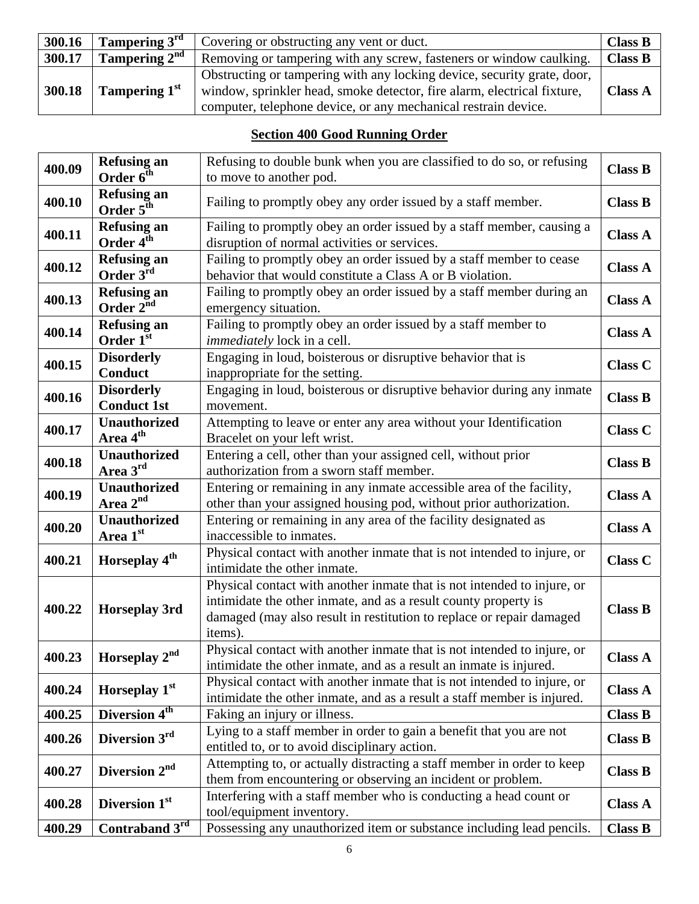| 300.16 | Tampering 3rd | Covering or obstructing any vent or duct. | Class B |
|---|---|---|---|
| 300.17 | Tampering 2nd | Removing or tampering with any screw, fasteners or window caulking. | Class B |
| 300.18 | Tampering 1st | Obstructing or tampering with any locking device, security grate, door, window, sprinkler head, smoke detector, fire alarm, electrical fixture, computer, telephone device, or any mechanical restrain device. | Class A |

## Section 400 Good Running Order

| 400.09 | Refusing an Order 6th | Refusing to double bunk when you are classified to do so, or refusing to move to another pod. | Class B |
|---|---|---|---|
| 400.10 | Refusing an Order 5th | Failing to promptly obey any order issued by a staff member. | Class B |
| 400.11 | Refusing an Order 4th | Failing to promptly obey an order issued by a staff member, causing a disruption of normal activities or services. | Class A |
| 400.12 | Refusing an Order 3rd | Failing to promptly obey an order issued by a staff member to cease behavior that would constitute a Class A or B violation. | Class A |
| 400.13 | Refusing an Order 2nd | Failing to promptly obey an order issued by a staff member during an emergency situation. | Class A |
| 400.14 | Refusing an Order 1st | Failing to promptly obey an order issued by a staff member to *immediately* lock in a cell. | Class A |
| 400.15 | Disorderly Conduct | Engaging in loud, boisterous or disruptive behavior that is inappropriate for the setting. | Class C |
| 400.16 | Disorderly Conduct 1st | Engaging in loud, boisterous or disruptive behavior during any inmate movement. | Class B |
| 400.17 | Unauthorized Area 4th | Attempting to leave or enter any area without your Identification Bracelet on your left wrist. | Class C |
| 400.18 | Unauthorized Area 3rd | Entering a cell, other than your assigned cell, without prior authorization from a sworn staff member. | Class B |
| 400.19 | Unauthorized Area 2nd | Entering or remaining in any inmate accessible area of the facility, other than your assigned housing pod, without prior authorization. | Class A |
| 400.20 | Unauthorized Area 1st | Entering or remaining in any area of the facility designated as inaccessible to inmates. | Class A |
| 400.21 | Horseplay 4th | Physical contact with another inmate that is not intended to injure, or intimidate the other inmate. | Class C |
| 400.22 | Horseplay 3rd | Physical contact with another inmate that is not intended to injure, or intimidate the other inmate, and as a result county property is damaged (may also result in restitution to replace or repair damaged items). | Class B |
| 400.23 | Horseplay 2nd | Physical contact with another inmate that is not intended to injure, or intimidate the other inmate, and as a result an inmate is injured. | Class A |
| 400.24 | Horseplay 1st | Physical contact with another inmate that is not intended to injure, or intimidate the other inmate, and as a result a staff member is injured. | Class A |
| 400.25 | Diversion 4th | Faking an injury or illness. | Class B |
| 400.26 | Diversion 3rd | Lying to a staff member in order to gain a benefit that you are not entitled to, or to avoid disciplinary action. | Class B |
| 400.27 | Diversion 2nd | Attempting to, or actually distracting a staff member in order to keep them from encountering or observing an incident or problem. | Class B |
| 400.28 | Diversion 1st | Interfering with a staff member who is conducting a head count or tool/equipment inventory. | Class A |
| 400.29 | Contraband 3rd | Possessing any unauthorized item or substance including lead pencils. | Class B |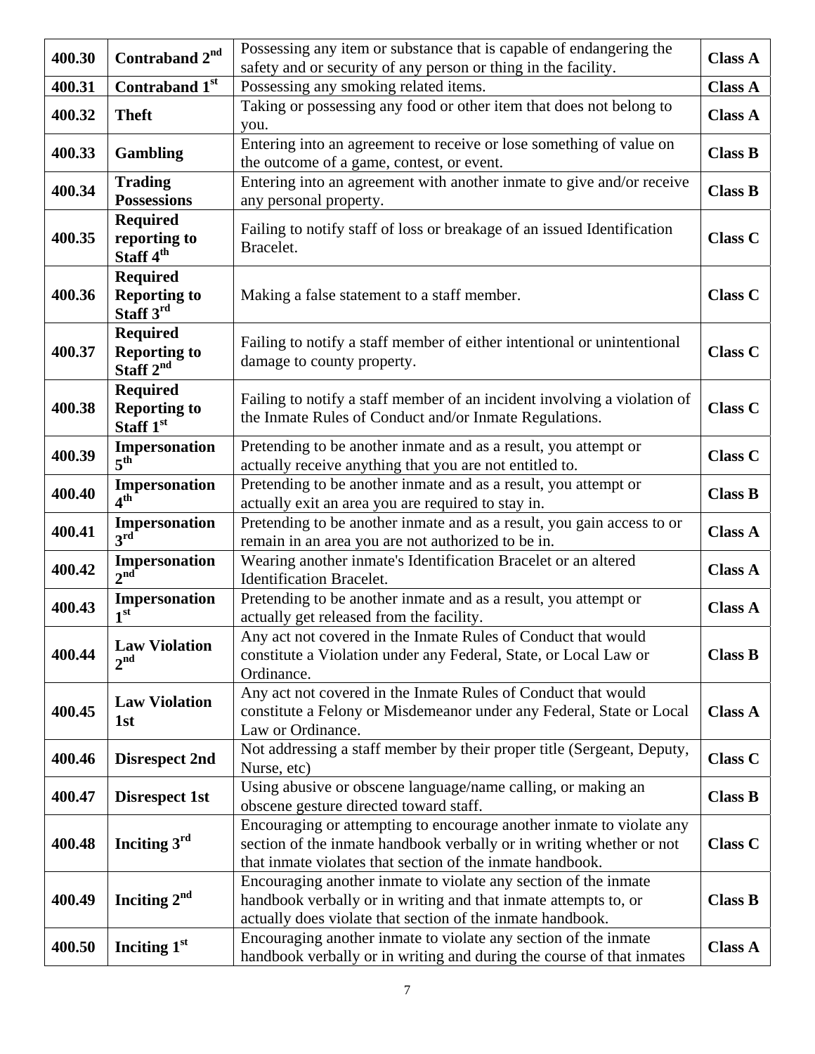| 400.30 | **Contraband 2nd** | Possessing any item or substance that is capable of endangering the safety and or security of any person or thing in the facility. | **Class A** |
|---|---|---|---|
| 400.31 | **Contraband 1st** | Possessing any smoking related items. | **Class A** |
| 400.32 | **Theft** | Taking or possessing any food or other item that does not belong to you. | **Class A** |
| 400.33 | **Gambling** | Entering into an agreement to receive or lose something of value on the outcome of a game, contest, or event. | **Class B** |
| 400.34 | **Trading Possessions** | Entering into an agreement with another inmate to give and/or receive any personal property. | **Class B** |
| 400.35 | **Required reporting to Staff 4th** | Failing to notify staff of loss or breakage of an issued Identification Bracelet. | **Class C** |
| 400.36 | **Required Reporting to Staff 3rd** | Making a false statement to a staff member. | **Class C** |
| 400.37 | **Required Reporting to Staff 2nd** | Failing to notify a staff member of either intentional or unintentional damage to county property. | **Class C** |
| 400.38 | **Required Reporting to Staff 1st** | Failing to notify a staff member of an incident involving a violation of the Inmate Rules of Conduct and/or Inmate Regulations. | **Class C** |
| 400.39 | **Impersonation 5th** | Pretending to be another inmate and as a result, you attempt or actually receive anything that you are not entitled to. | **Class C** |
| 400.40 | **Impersonation 4th** | Pretending to be another inmate and as a result, you attempt or actually exit an area you are required to stay in. | **Class B** |
| 400.41 | **Impersonation 3rd** | Pretending to be another inmate and as a result, you gain access to or remain in an area you are not authorized to be in. | **Class A** |
| 400.42 | **Impersonation 2nd** | Wearing another inmate's Identification Bracelet or an altered Identification Bracelet. | **Class A** |
| 400.43 | **Impersonation 1st** | Pretending to be another inmate and as a result, you attempt or actually get released from the facility. | **Class A** |
| 400.44 | **Law Violation 2nd** | Any act not covered in the Inmate Rules of Conduct that would constitute a Violation under any Federal, State, or Local Law or Ordinance. | **Class B** |
| 400.45 | **Law Violation 1st** | Any act not covered in the Inmate Rules of Conduct that would constitute a Felony or Misdemeanor under any Federal, State or Local Law or Ordinance. | **Class A** |
| 400.46 | **Disrespect 2nd** | Not addressing a staff member by their proper title (Sergeant, Deputy, Nurse, etc) | **Class C** |
| 400.47 | **Disrespect 1st** | Using abusive or obscene language/name calling, or making an obscene gesture directed toward staff. | **Class B** |
| 400.48 | **Inciting 3rd** | Encouraging or attempting to encourage another inmate to violate any section of the inmate handbook verbally or in writing whether or not that inmate violates that section of the inmate handbook. | **Class C** |
| 400.49 | **Inciting 2nd** | Encouraging another inmate to violate any section of the inmate handbook verbally or in writing and that inmate attempts to, or actually does violate that section of the inmate handbook. | **Class B** |
| 400.50 | **Inciting 1st** | Encouraging another inmate to violate any section of the inmate handbook verbally or in writing and during the course of that inmates | **Class A** |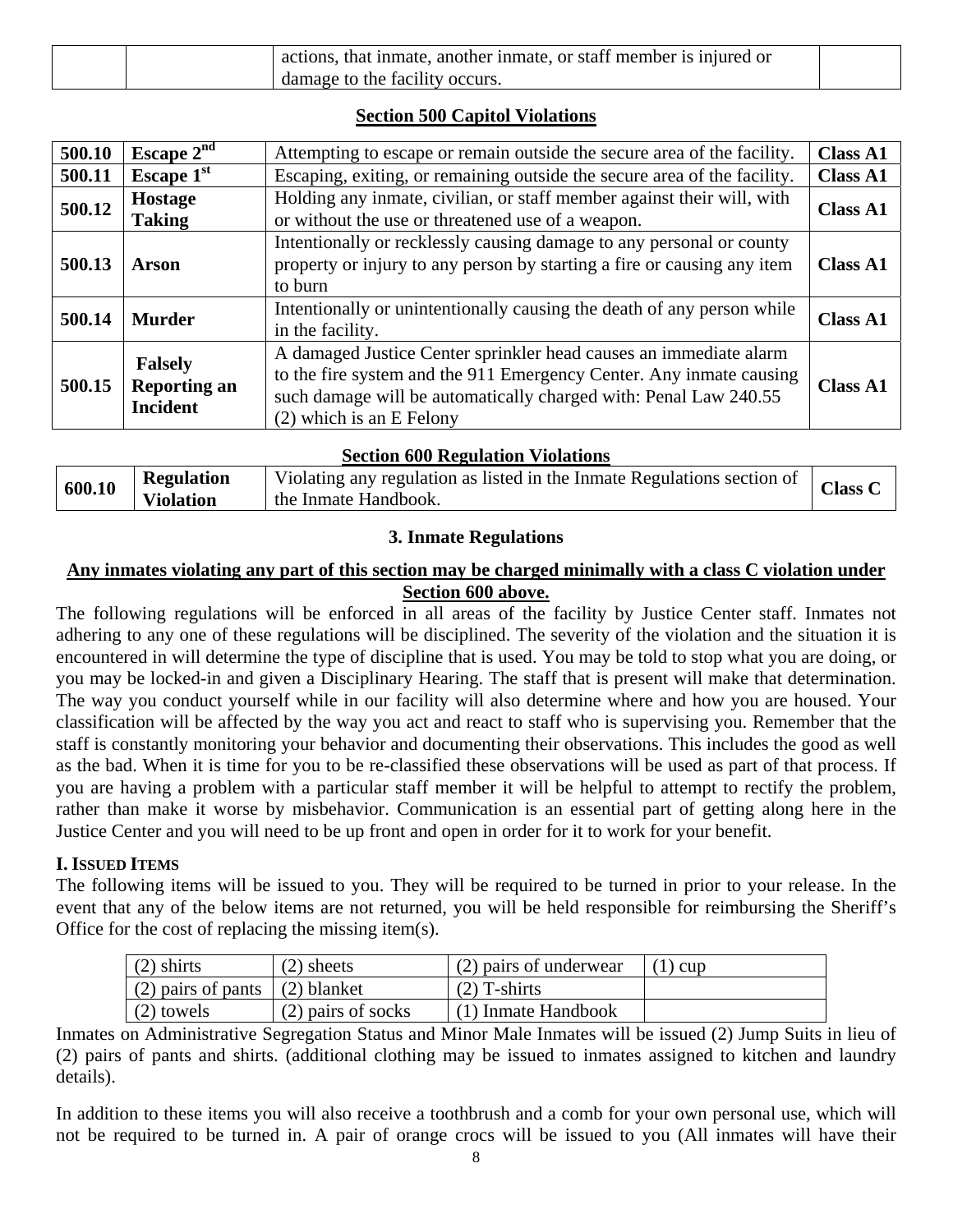| | | actions, that inmate, another inmate, or staff member is injured or damage to the facility occurs. | |
|---|---|---|---|

## Section 500 Capitol Violations

| 500.10 | **Escape 2nd** | Attempting to escape or remain outside the secure area of the facility. | **Class A1** |
|---|---|---|---|
| **500.11** | **Escape 1st** | Escaping, exiting, or remaining outside the secure area of the facility. | **Class A1** |
| **500.12** | **Hostage Taking** | Holding any inmate, civilian, or staff member against their will, with or without the use or threatened use of a weapon. | **Class A1** |
| **500.13** | **Arson** | Intentionally or recklessly causing damage to any personal or county property or injury to any person by starting a fire or causing any item to burn | **Class A1** |
| **500.14** | **Murder** | Intentionally or unintentionally causing the death of any person while in the facility. | **Class A1** |
| **500.15** | **Falsely Reporting an Incident** | A damaged Justice Center sprinkler head causes an immediate alarm to the fire system and the 911 Emergency Center. Any inmate causing such damage will be automatically charged with: Penal Law 240.55 (2) which is an E Felony | **Class A1** |

## Section 600 Regulation Violations

| 600.10 | **Regulation Violation** | Violating any regulation as listed in the Inmate Regulations section of the Inmate Handbook. | **Class C** |
|---|---|---|---|

### 3. Inmate Regulations

**Any inmates violating any part of this section may be charged minimally with a class C violation under Section 600 above.**

The following regulations will be enforced in all areas of the facility by Justice Center staff. Inmates not adhering to any one of these regulations will be disciplined. The severity of the violation and the situation it is encountered in will determine the type of discipline that is used. You may be told to stop what you are doing, or you may be locked-in and given a Disciplinary Hearing. The staff that is present will make that determination. The way you conduct yourself while in our facility will also determine where and how you are housed. Your classification will be affected by the way you act and react to staff who is supervising you. Remember that the staff is constantly monitoring your behavior and documenting their observations. This includes the good as well as the bad. When it is time for you to be re-classified these observations will be used as part of that process. If you are having a problem with a particular staff member it will be helpful to attempt to rectify the problem, rather than make it worse by misbehavior. Communication is an essential part of getting along here in the Justice Center and you will need to be up front and open in order for it to work for your benefit.

**I. ISSUED ITEMS**

The following items will be issued to you. They will be required to be turned in prior to your release. In the event that any of the below items are not returned, you will be held responsible for reimbursing the Sheriff's Office for the cost of replacing the missing item(s).

| (2) shirts | (2) sheets | (2) pairs of underwear | (1) cup |
|---|---|---|---|
| (2) pairs of pants | (2) blanket | (2) T-shirts | |
| (2) towels | (2) pairs of socks | (1) Inmate Handbook | |

Inmates on Administrative Segregation Status and Minor Male Inmates will be issued (2) Jump Suits in lieu of (2) pairs of pants and shirts. (additional clothing may be issued to inmates assigned to kitchen and laundry details).

In addition to these items you will also receive a toothbrush and a comb for your own personal use, which will not be required to be turned in. A pair of orange crocs will be issued to you (All inmates will have their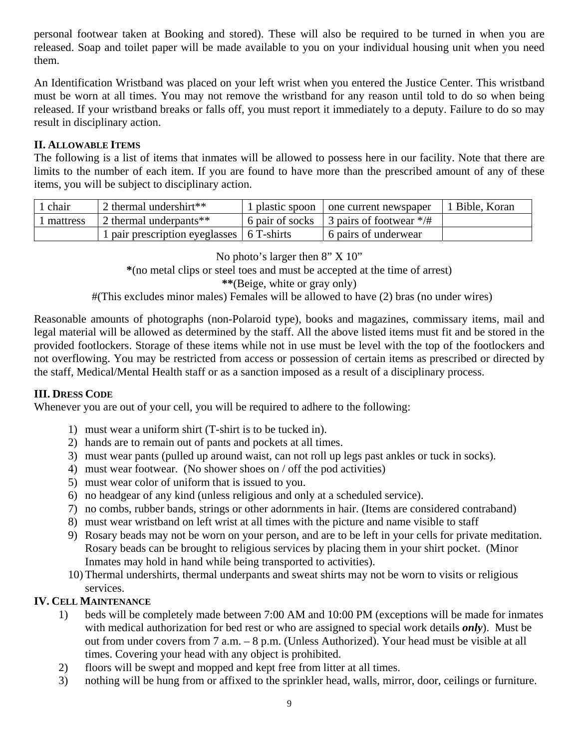personal footwear taken at Booking and stored). These will also be required to be turned in when you are released. Soap and toilet paper will be made available to you on your individual housing unit when you need them.

An Identification Wristband was placed on your left wrist when you entered the Justice Center. This wristband must be worn at all times. You may not remove the wristband for any reason until told to do so when being released. If your wristband breaks or falls off, you must report it immediately to a deputy. Failure to do so may result in disciplinary action.

### II. ALLOWABLE ITEMS

The following is a list of items that inmates will be allowed to possess here in our facility. Note that there are limits to the number of each item. If you are found to have more than the prescribed amount of any of these items, you will be subject to disciplinary action.

| | | | | |
|---|---|---|---|---|
| 1 chair | 2 thermal undershirt** | 1 plastic spoon | one current newspaper | 1 Bible, Koran |
| 1 mattress | 2 thermal underpants** | 6 pair of socks | 3 pairs of footwear */# | |
| | 1 pair prescription eyeglasses | 6 T-shirts | 6 pairs of underwear | |

No photo's larger then 8" X 10"

**\***(no metal clips or steel toes and must be accepted at the time of arrest)

**\*\***(Beige, white or gray only)

#(This excludes minor males) Females will be allowed to have (2) bras (no under wires)

Reasonable amounts of photographs (non-Polaroid type), books and magazines, commissary items, mail and legal material will be allowed as determined by the staff. All the above listed items must fit and be stored in the provided footlockers. Storage of these items while not in use must be level with the top of the footlockers and not overflowing. You may be restricted from access or possession of certain items as prescribed or directed by the staff, Medical/Mental Health staff or as a sanction imposed as a result of a disciplinary process.

### III. DRESS CODE

Whenever you are out of your cell, you will be required to adhere to the following:

1) must wear a uniform shirt (T-shirt is to be tucked in).
2) hands are to remain out of pants and pockets at all times.
3) must wear pants (pulled up around waist, can not roll up legs past ankles or tuck in socks).
4) must wear footwear. (No shower shoes on / off the pod activities)
5) must wear color of uniform that is issued to you.
6) no headgear of any kind (unless religious and only at a scheduled service).
7) no combs, rubber bands, strings or other adornments in hair. (Items are considered contraband)
8) must wear wristband on left wrist at all times with the picture and name visible to staff
9) Rosary beads may not be worn on your person, and are to be left in your cells for private meditation. Rosary beads can be brought to religious services by placing them in your shirt pocket. (Minor Inmates may hold in hand while being transported to activities).
10) Thermal undershirts, thermal underpants and sweat shirts may not be worn to visits or religious services.

### IV. CELL MAINTENANCE

1) beds will be completely made between 7:00 AM and 10:00 PM (exceptions will be made for inmates with medical authorization for bed rest or who are assigned to special work details ***only***). Must be out from under covers from 7 a.m. – 8 p.m. (Unless Authorized). Your head must be visible at all times. Covering your head with any object is prohibited.
2) floors will be swept and mopped and kept free from litter at all times.
3) nothing will be hung from or affixed to the sprinkler head, walls, mirror, door, ceilings or furniture.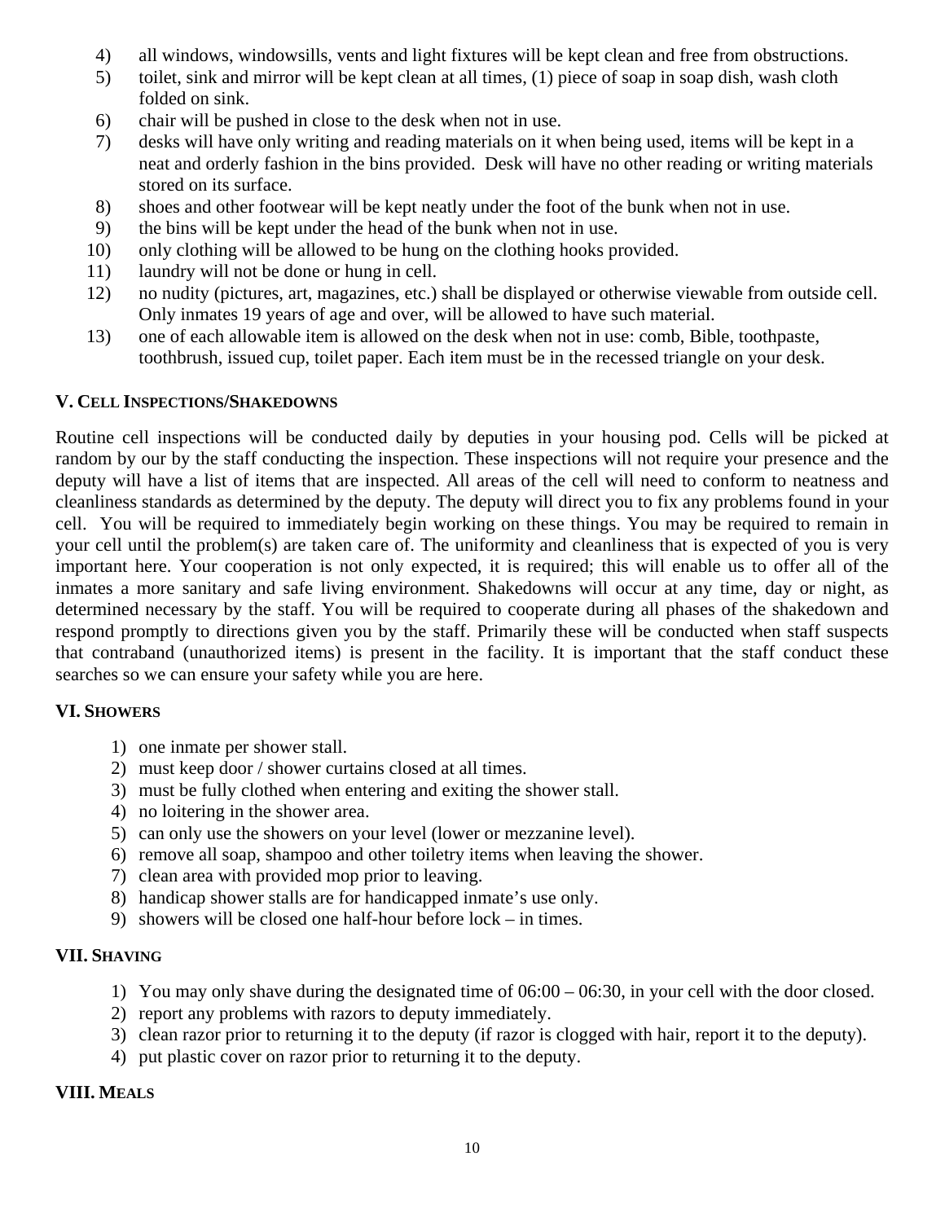4) all windows, windowsills, vents and light fixtures will be kept clean and free from obstructions.
5) toilet, sink and mirror will be kept clean at all times, (1) piece of soap in soap dish, wash cloth folded on sink.
6) chair will be pushed in close to the desk when not in use.
7) desks will have only writing and reading materials on it when being used, items will be kept in a neat and orderly fashion in the bins provided. Desk will have no other reading or writing materials stored on its surface.
8) shoes and other footwear will be kept neatly under the foot of the bunk when not in use.
9) the bins will be kept under the head of the bunk when not in use.
10) only clothing will be allowed to be hung on the clothing hooks provided.
11) laundry will not be done or hung in cell.
12) no nudity (pictures, art, magazines, etc.) shall be displayed or otherwise viewable from outside cell. Only inmates 19 years of age and over, will be allowed to have such material.
13) one of each allowable item is allowed on the desk when not in use: comb, Bible, toothpaste, toothbrush, issued cup, toilet paper. Each item must be in the recessed triangle on your desk.

### V. Cell Inspections/Shakedowns

Routine cell inspections will be conducted daily by deputies in your housing pod. Cells will be picked at random by our by the staff conducting the inspection. These inspections will not require your presence and the deputy will have a list of items that are inspected. All areas of the cell will need to conform to neatness and cleanliness standards as determined by the deputy. The deputy will direct you to fix any problems found in your cell. You will be required to immediately begin working on these things. You may be required to remain in your cell until the problem(s) are taken care of. The uniformity and cleanliness that is expected of you is very important here. Your cooperation is not only expected, it is required; this will enable us to offer all of the inmates a more sanitary and safe living environment. Shakedowns will occur at any time, day or night, as determined necessary by the staff. You will be required to cooperate during all phases of the shakedown and respond promptly to directions given you by the staff. Primarily these will be conducted when staff suspects that contraband (unauthorized items) is present in the facility. It is important that the staff conduct these searches so we can ensure your safety while you are here.

### VI. Showers

1) one inmate per shower stall.
2) must keep door / shower curtains closed at all times.
3) must be fully clothed when entering and exiting the shower stall.
4) no loitering in the shower area.
5) can only use the showers on your level (lower or mezzanine level).
6) remove all soap, shampoo and other toiletry items when leaving the shower.
7) clean area with provided mop prior to leaving.
8) handicap shower stalls are for handicapped inmate's use only.
9) showers will be closed one half-hour before lock – in times.

### VII. Shaving

1) You may only shave during the designated time of 06:00 – 06:30, in your cell with the door closed.
2) report any problems with razors to deputy immediately.
3) clean razor prior to returning it to the deputy (if razor is clogged with hair, report it to the deputy).
4) put plastic cover on razor prior to returning it to the deputy.

### VIII. Meals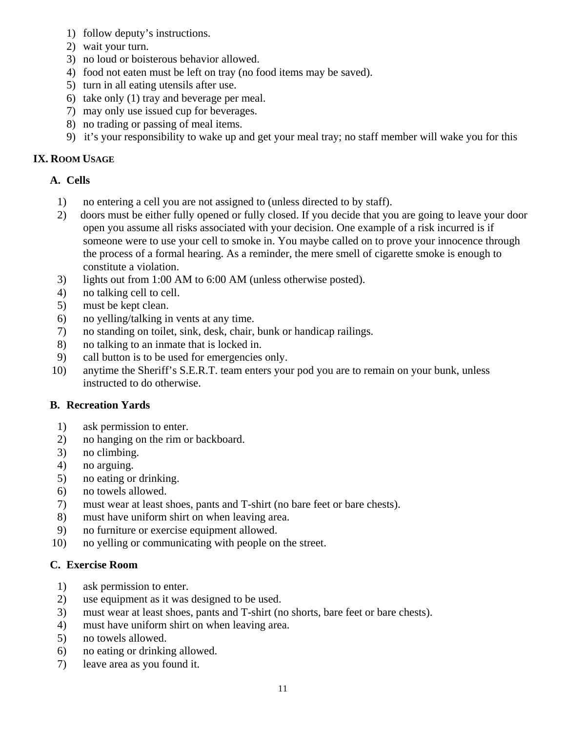1) follow deputy's instructions.
2) wait your turn.
3) no loud or boisterous behavior allowed.
4) food not eaten must be left on tray (no food items may be saved).
5) turn in all eating utensils after use.
6) take only (1) tray and beverage per meal.
7) may only use issued cup for beverages.
8) no trading or passing of meal items.
9) it's your responsibility to wake up and get your meal tray; no staff member will wake you for this

## IX. ROOM USAGE

### A. Cells

1) no entering a cell you are not assigned to (unless directed to by staff).
2) doors must be either fully opened or fully closed. If you decide that you are going to leave your door open you assume all risks associated with your decision. One example of a risk incurred is if someone were to use your cell to smoke in. You maybe called on to prove your innocence through the process of a formal hearing. As a reminder, the mere smell of cigarette smoke is enough to constitute a violation.
3) lights out from 1:00 AM to 6:00 AM (unless otherwise posted).
4) no talking cell to cell.
5) must be kept clean.
6) no yelling/talking in vents at any time.
7) no standing on toilet, sink, desk, chair, bunk or handicap railings.
8) no talking to an inmate that is locked in.
9) call button is to be used for emergencies only.
10) anytime the Sheriff's S.E.R.T. team enters your pod you are to remain on your bunk, unless instructed to do otherwise.

### B. Recreation Yards

1) ask permission to enter.
2) no hanging on the rim or backboard.
3) no climbing.
4) no arguing.
5) no eating or drinking.
6) no towels allowed.
7) must wear at least shoes, pants and T-shirt (no bare feet or bare chests).
8) must have uniform shirt on when leaving area.
9) no furniture or exercise equipment allowed.
10) no yelling or communicating with people on the street.

### C. Exercise Room

1) ask permission to enter.
2) use equipment as it was designed to be used.
3) must wear at least shoes, pants and T-shirt (no shorts, bare feet or bare chests).
4) must have uniform shirt on when leaving area.
5) no towels allowed.
6) no eating or drinking allowed.
7) leave area as you found it.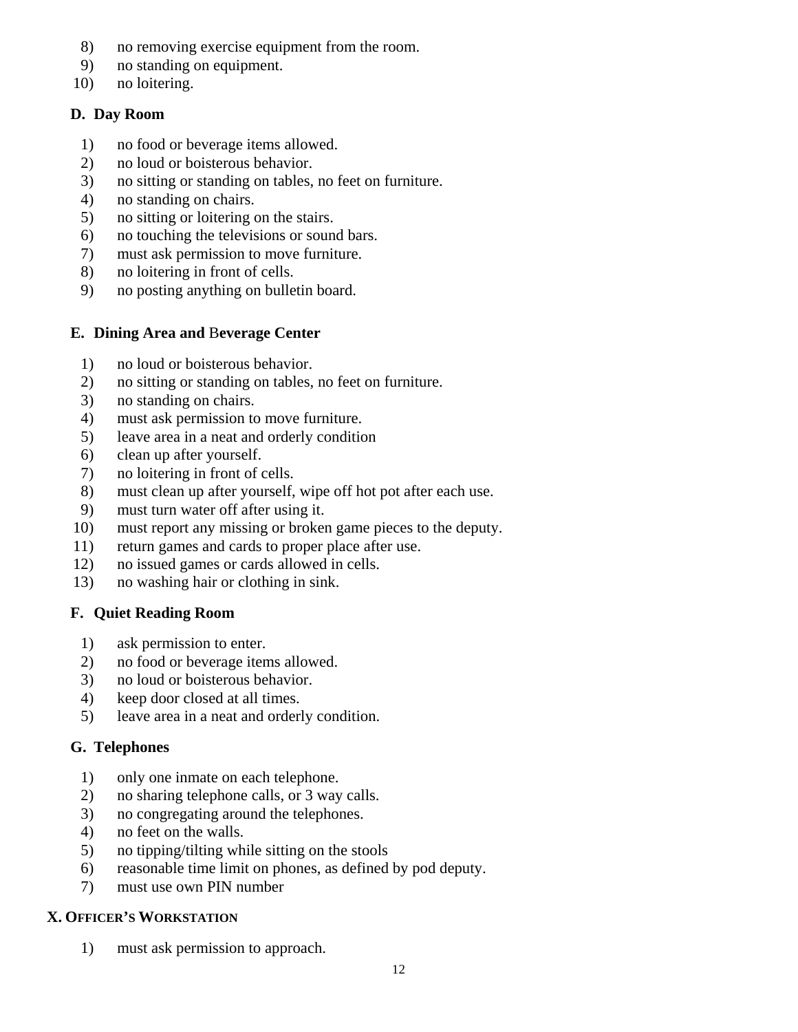8) no removing exercise equipment from the room.
9) no standing on equipment.
10) no loitering.

### D. Day Room

1) no food or beverage items allowed.
2) no loud or boisterous behavior.
3) no sitting or standing on tables, no feet on furniture.
4) no standing on chairs.
5) no sitting or loitering on the stairs.
6) no touching the televisions or sound bars.
7) must ask permission to move furniture.
8) no loitering in front of cells.
9) no posting anything on bulletin board.

### E. Dining Area and Beverage Center

1) no loud or boisterous behavior.
2) no sitting or standing on tables, no feet on furniture.
3) no standing on chairs.
4) must ask permission to move furniture.
5) leave area in a neat and orderly condition
6) clean up after yourself.
7) no loitering in front of cells.
8) must clean up after yourself, wipe off hot pot after each use.
9) must turn water off after using it.
10) must report any missing or broken game pieces to the deputy.
11) return games and cards to proper place after use.
12) no issued games or cards allowed in cells.
13) no washing hair or clothing in sink.

### F. Quiet Reading Room

1) ask permission to enter.
2) no food or beverage items allowed.
3) no loud or boisterous behavior.
4) keep door closed at all times.
5) leave area in a neat and orderly condition.

### G. Telephones

1) only one inmate on each telephone.
2) no sharing telephone calls, or 3 way calls.
3) no congregating around the telephones.
4) no feet on the walls.
5) no tipping/tilting while sitting on the stools
6) reasonable time limit on phones, as defined by pod deputy.
7) must use own PIN number

## X. OFFICER'S WORKSTATION

1) must ask permission to approach.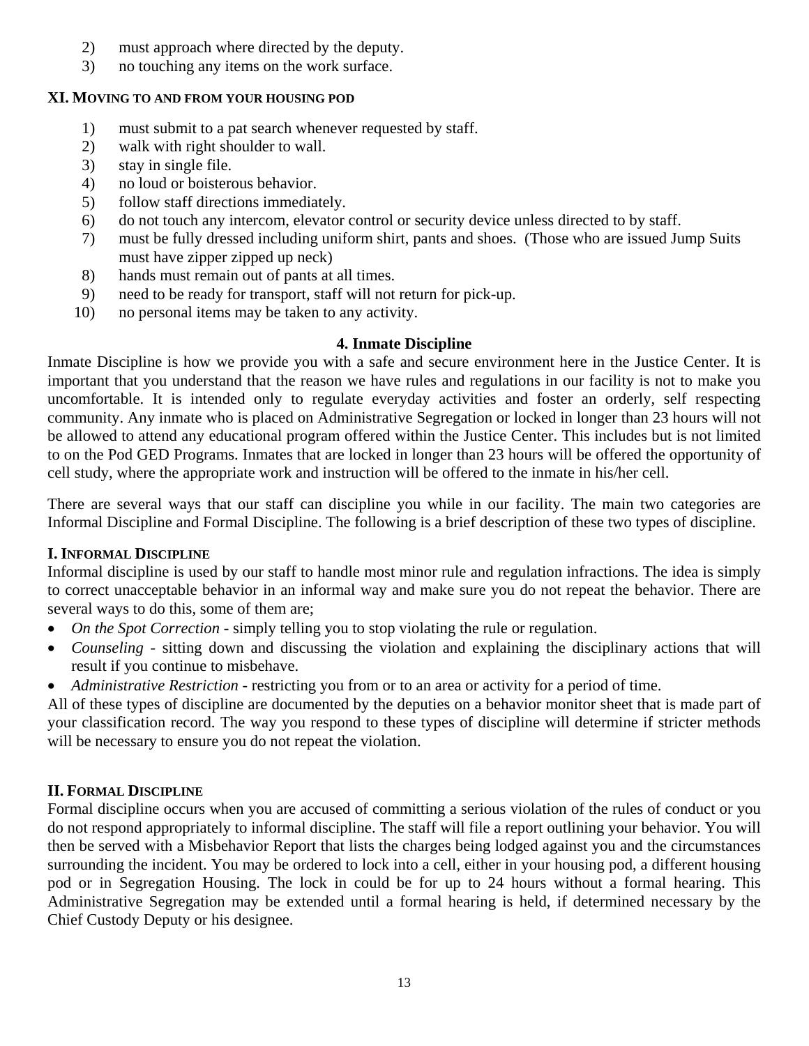2) must approach where directed by the deputy.
3) no touching any items on the work surface.

### XI. Moving to and from your housing pod

1) must submit to a pat search whenever requested by staff.
2) walk with right shoulder to wall.
3) stay in single file.
4) no loud or boisterous behavior.
5) follow staff directions immediately.
6) do not touch any intercom, elevator control or security device unless directed to by staff.
7) must be fully dressed including uniform shirt, pants and shoes. (Those who are issued Jump Suits must have zipper zipped up neck)
8) hands must remain out of pants at all times.
9) need to be ready for transport, staff will not return for pick-up.
10) no personal items may be taken to any activity.

## 4. Inmate Discipline

Inmate Discipline is how we provide you with a safe and secure environment here in the Justice Center. It is important that you understand that the reason we have rules and regulations in our facility is not to make you uncomfortable. It is intended only to regulate everyday activities and foster an orderly, self respecting community. Any inmate who is placed on Administrative Segregation or locked in longer than 23 hours will not be allowed to attend any educational program offered within the Justice Center. This includes but is not limited to on the Pod GED Programs. Inmates that are locked in longer than 23 hours will be offered the opportunity of cell study, where the appropriate work and instruction will be offered to the inmate in his/her cell.

There are several ways that our staff can discipline you while in our facility. The main two categories are Informal Discipline and Formal Discipline. The following is a brief description of these two types of discipline.

### I. Informal Discipline

Informal discipline is used by our staff to handle most minor rule and regulation infractions. The idea is simply to correct unacceptable behavior in an informal way and make sure you do not repeat the behavior. There are several ways to do this, some of them are;

- *On the Spot Correction* - simply telling you to stop violating the rule or regulation.
- *Counseling* - sitting down and discussing the violation and explaining the disciplinary actions that will result if you continue to misbehave.
- *Administrative Restriction* - restricting you from or to an area or activity for a period of time.

All of these types of discipline are documented by the deputies on a behavior monitor sheet that is made part of your classification record. The way you respond to these types of discipline will determine if stricter methods will be necessary to ensure you do not repeat the violation.

### II. Formal Discipline

Formal discipline occurs when you are accused of committing a serious violation of the rules of conduct or you do not respond appropriately to informal discipline. The staff will file a report outlining your behavior. You will then be served with a Misbehavior Report that lists the charges being lodged against you and the circumstances surrounding the incident. You may be ordered to lock into a cell, either in your housing pod, a different housing pod or in Segregation Housing. The lock in could be for up to 24 hours without a formal hearing. This Administrative Segregation may be extended until a formal hearing is held, if determined necessary by the Chief Custody Deputy or his designee.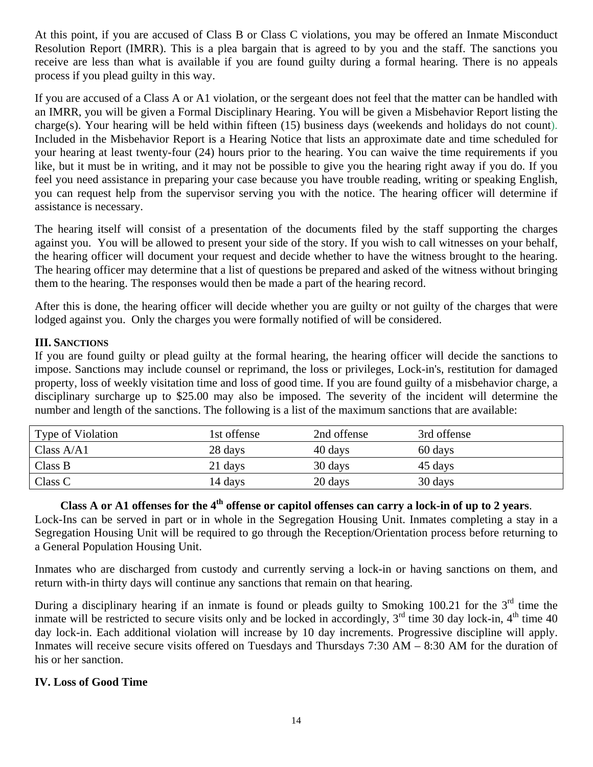At this point, if you are accused of Class B or Class C violations, you may be offered an Inmate Misconduct Resolution Report (IMRR). This is a plea bargain that is agreed to by you and the staff. The sanctions you receive are less than what is available if you are found guilty during a formal hearing. There is no appeals process if you plead guilty in this way.

If you are accused of a Class A or A1 violation, or the sergeant does not feel that the matter can be handled with an IMRR, you will be given a Formal Disciplinary Hearing. You will be given a Misbehavior Report listing the charge(s). Your hearing will be held within fifteen (15) business days (weekends and holidays do not count). Included in the Misbehavior Report is a Hearing Notice that lists an approximate date and time scheduled for your hearing at least twenty-four (24) hours prior to the hearing. You can waive the time requirements if you like, but it must be in writing, and it may not be possible to give you the hearing right away if you do. If you feel you need assistance in preparing your case because you have trouble reading, writing or speaking English, you can request help from the supervisor serving you with the notice. The hearing officer will determine if assistance is necessary.

The hearing itself will consist of a presentation of the documents filed by the staff supporting the charges against you. You will be allowed to present your side of the story. If you wish to call witnesses on your behalf, the hearing officer will document your request and decide whether to have the witness brought to the hearing. The hearing officer may determine that a list of questions be prepared and asked of the witness without bringing them to the hearing. The responses would then be made a part of the hearing record.

After this is done, the hearing officer will decide whether you are guilty or not guilty of the charges that were lodged against you. Only the charges you were formally notified of will be considered.

## III. Sanctions

If you are found guilty or plead guilty at the formal hearing, the hearing officer will decide the sanctions to impose. Sanctions may include counsel or reprimand, the loss or privileges, Lock-in's, restitution for damaged property, loss of weekly visitation time and loss of good time. If you are found guilty of a misbehavior charge, a disciplinary surcharge up to $25.00 may also be imposed. The severity of the incident will determine the number and length of the sanctions. The following is a list of the maximum sanctions that are available:

| Type of Violation | 1st offense | 2nd offense | 3rd offense |
|---|---|---|---|
| Class A/A1 | 28 days | 40 days | 60 days |
| Class B | 21 days | 30 days | 45 days |
| Class C | 14 days | 20 days | 30 days |

**Class A or A1 offenses for the 4th offense or capitol offenses can carry a lock-in of up to 2 years**.

Lock-Ins can be served in part or in whole in the Segregation Housing Unit. Inmates completing a stay in a Segregation Housing Unit will be required to go through the Reception/Orientation process before returning to a General Population Housing Unit.

Inmates who are discharged from custody and currently serving a lock-in or having sanctions on them, and return with-in thirty days will continue any sanctions that remain on that hearing.

During a disciplinary hearing if an inmate is found or pleads guilty to Smoking 100.21 for the 3rd time the inmate will be restricted to secure visits only and be locked in accordingly, 3rd time 30 day lock-in, 4th time 40 day lock-in. Each additional violation will increase by 10 day increments. Progressive discipline will apply. Inmates will receive secure visits offered on Tuesdays and Thursdays 7:30 AM – 8:30 AM for the duration of his or her sanction.

## IV. Loss of Good Time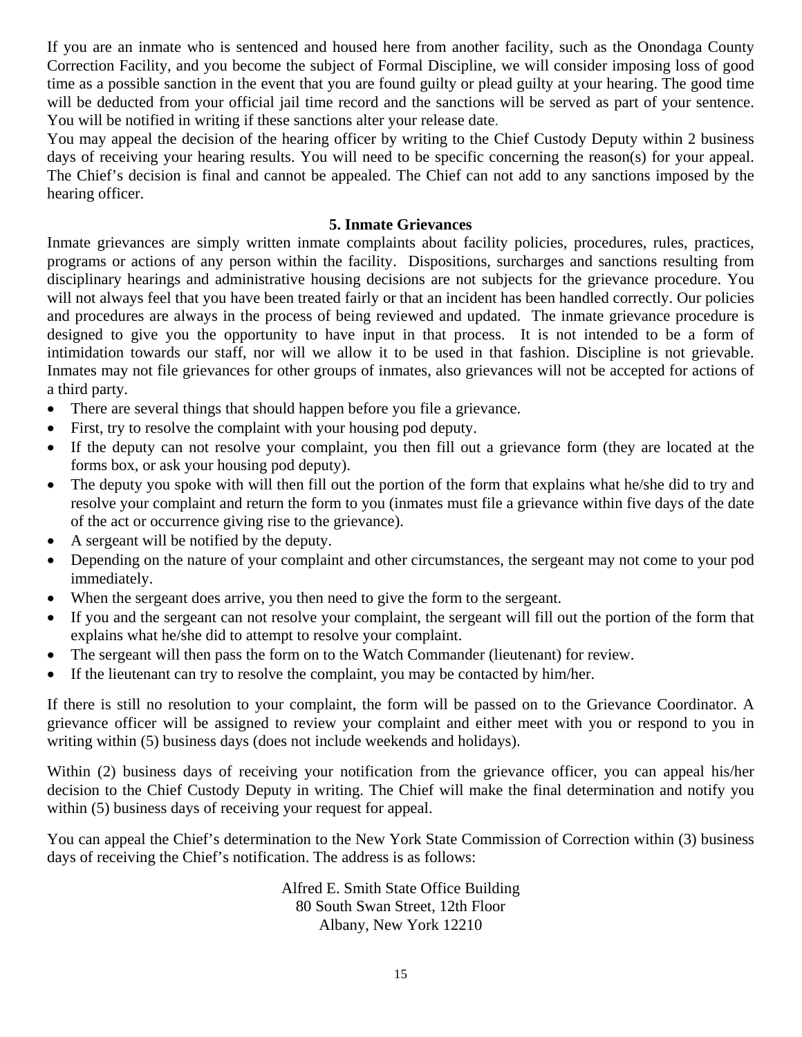If you are an inmate who is sentenced and housed here from another facility, such as the Onondaga County Correction Facility, and you become the subject of Formal Discipline, we will consider imposing loss of good time as a possible sanction in the event that you are found guilty or plead guilty at your hearing. The good time will be deducted from your official jail time record and the sanctions will be served as part of your sentence. You will be notified in writing if these sanctions alter your release date.

You may appeal the decision of the hearing officer by writing to the Chief Custody Deputy within 2 business days of receiving your hearing results. You will need to be specific concerning the reason(s) for your appeal. The Chief's decision is final and cannot be appealed. The Chief can not add to any sanctions imposed by the hearing officer.

## 5. Inmate Grievances

Inmate grievances are simply written inmate complaints about facility policies, procedures, rules, practices, programs or actions of any person within the facility. Dispositions, surcharges and sanctions resulting from disciplinary hearings and administrative housing decisions are not subjects for the grievance procedure. You will not always feel that you have been treated fairly or that an incident has been handled correctly. Our policies and procedures are always in the process of being reviewed and updated. The inmate grievance procedure is designed to give you the opportunity to have input in that process. It is not intended to be a form of intimidation towards our staff, nor will we allow it to be used in that fashion. Discipline is not grievable. Inmates may not file grievances for other groups of inmates, also grievances will not be accepted for actions of a third party.

- There are several things that should happen before you file a grievance.
- First, try to resolve the complaint with your housing pod deputy.
- If the deputy can not resolve your complaint, you then fill out a grievance form (they are located at the forms box, or ask your housing pod deputy).
- The deputy you spoke with will then fill out the portion of the form that explains what he/she did to try and resolve your complaint and return the form to you (inmates must file a grievance within five days of the date of the act or occurrence giving rise to the grievance).
- A sergeant will be notified by the deputy.
- Depending on the nature of your complaint and other circumstances, the sergeant may not come to your pod immediately.
- When the sergeant does arrive, you then need to give the form to the sergeant.
- If you and the sergeant can not resolve your complaint, the sergeant will fill out the portion of the form that explains what he/she did to attempt to resolve your complaint.
- The sergeant will then pass the form on to the Watch Commander (lieutenant) for review.
- If the lieutenant can try to resolve the complaint, you may be contacted by him/her.

If there is still no resolution to your complaint, the form will be passed on to the Grievance Coordinator. A grievance officer will be assigned to review your complaint and either meet with you or respond to you in writing within (5) business days (does not include weekends and holidays).

Within (2) business days of receiving your notification from the grievance officer, you can appeal his/her decision to the Chief Custody Deputy in writing. The Chief will make the final determination and notify you within (5) business days of receiving your request for appeal.

You can appeal the Chief's determination to the New York State Commission of Correction within (3) business days of receiving the Chief's notification. The address is as follows:

Alfred E. Smith State Office Building
80 South Swan Street, 12th Floor
Albany, New York 12210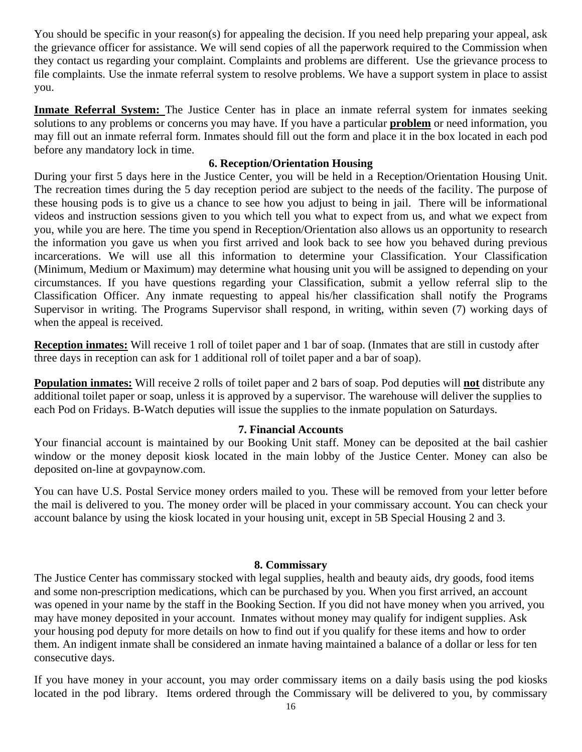You should be specific in your reason(s) for appealing the decision. If you need help preparing your appeal, ask the grievance officer for assistance. We will send copies of all the paperwork required to the Commission when they contact us regarding your complaint. Complaints and problems are different. Use the grievance process to file complaints. Use the inmate referral system to resolve problems. We have a support system in place to assist you.

**Inmate Referral System:** The Justice Center has in place an inmate referral system for inmates seeking solutions to any problems or concerns you may have. If you have a particular **problem** or need information, you may fill out an inmate referral form. Inmates should fill out the form and place it in the box located in each pod before any mandatory lock in time.

### 6. Reception/Orientation Housing

During your first 5 days here in the Justice Center, you will be held in a Reception/Orientation Housing Unit. The recreation times during the 5 day reception period are subject to the needs of the facility. The purpose of these housing pods is to give us a chance to see how you adjust to being in jail. There will be informational videos and instruction sessions given to you which tell you what to expect from us, and what we expect from you, while you are here. The time you spend in Reception/Orientation also allows us an opportunity to research the information you gave us when you first arrived and look back to see how you behaved during previous incarcerations. We will use all this information to determine your Classification. Your Classification (Minimum, Medium or Maximum) may determine what housing unit you will be assigned to depending on your circumstances. If you have questions regarding your Classification, submit a yellow referral slip to the Classification Officer. Any inmate requesting to appeal his/her classification shall notify the Programs Supervisor in writing. The Programs Supervisor shall respond, in writing, within seven (7) working days of when the appeal is received.

**Reception inmates:** Will receive 1 roll of toilet paper and 1 bar of soap. (Inmates that are still in custody after three days in reception can ask for 1 additional roll of toilet paper and a bar of soap).

**Population inmates:** Will receive 2 rolls of toilet paper and 2 bars of soap. Pod deputies will **not** distribute any additional toilet paper or soap, unless it is approved by a supervisor. The warehouse will deliver the supplies to each Pod on Fridays. B-Watch deputies will issue the supplies to the inmate population on Saturdays.

### 7. Financial Accounts

Your financial account is maintained by our Booking Unit staff. Money can be deposited at the bail cashier window or the money deposit kiosk located in the main lobby of the Justice Center. Money can also be deposited on-line at govpaynow.com.

You can have U.S. Postal Service money orders mailed to you. These will be removed from your letter before the mail is delivered to you. The money order will be placed in your commissary account. You can check your account balance by using the kiosk located in your housing unit, except in 5B Special Housing 2 and 3.

### 8. Commissary

The Justice Center has commissary stocked with legal supplies, health and beauty aids, dry goods, food items and some non-prescription medications, which can be purchased by you. When you first arrived, an account was opened in your name by the staff in the Booking Section. If you did not have money when you arrived, you may have money deposited in your account. Inmates without money may qualify for indigent supplies. Ask your housing pod deputy for more details on how to find out if you qualify for these items and how to order them. An indigent inmate shall be considered an inmate having maintained a balance of a dollar or less for ten consecutive days.

If you have money in your account, you may order commissary items on a daily basis using the pod kiosks located in the pod library. Items ordered through the Commissary will be delivered to you, by commissary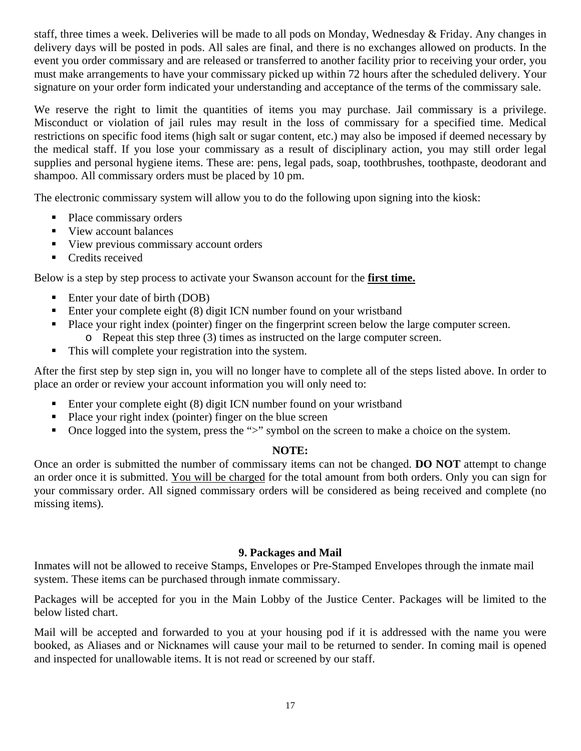staff, three times a week. Deliveries will be made to all pods on Monday, Wednesday & Friday. Any changes in delivery days will be posted in pods. All sales are final, and there is no exchanges allowed on products. In the event you order commissary and are released or transferred to another facility prior to receiving your order, you must make arrangements to have your commissary picked up within 72 hours after the scheduled delivery. Your signature on your order form indicated your understanding and acceptance of the terms of the commissary sale.

We reserve the right to limit the quantities of items you may purchase. Jail commissary is a privilege. Misconduct or violation of jail rules may result in the loss of commissary for a specified time. Medical restrictions on specific food items (high salt or sugar content, etc.) may also be imposed if deemed necessary by the medical staff. If you lose your commissary as a result of disciplinary action, you may still order legal supplies and personal hygiene items. These are: pens, legal pads, soap, toothbrushes, toothpaste, deodorant and shampoo. All commissary orders must be placed by 10 pm.

The electronic commissary system will allow you to do the following upon signing into the kiosk:

- Place commissary orders
- View account balances
- View previous commissary account orders
- Credits received

Below is a step by step process to activate your Swanson account for the **<u>first time.</u>**

- Enter your date of birth (DOB)
- Enter your complete eight (8) digit ICN number found on your wristband
- Place your right index (pointer) finger on the fingerprint screen below the large computer screen.
  - Repeat this step three (3) times as instructed on the large computer screen.
- This will complete your registration into the system.

After the first step by step sign in, you will no longer have to complete all of the steps listed above. In order to place an order or review your account information you will only need to:

- Enter your complete eight (8) digit ICN number found on your wristband
- Place your right index (pointer) finger on the blue screen
- Once logged into the system, press the ">" symbol on the screen to make a choice on the system.

**NOTE:**

Once an order is submitted the number of commissary items can not be changed. **DO NOT** attempt to change an order once it is submitted. <u>You will be charged</u> for the total amount from both orders. Only you can sign for your commissary order. All signed commissary orders will be considered as being received and complete (no missing items).

## 9. Packages and Mail

Inmates will not be allowed to receive Stamps, Envelopes or Pre-Stamped Envelopes through the inmate mail system. These items can be purchased through inmate commissary.

Packages will be accepted for you in the Main Lobby of the Justice Center. Packages will be limited to the below listed chart.

Mail will be accepted and forwarded to you at your housing pod if it is addressed with the name you were booked, as Aliases and or Nicknames will cause your mail to be returned to sender. In coming mail is opened and inspected for unallowable items. It is not read or screened by our staff.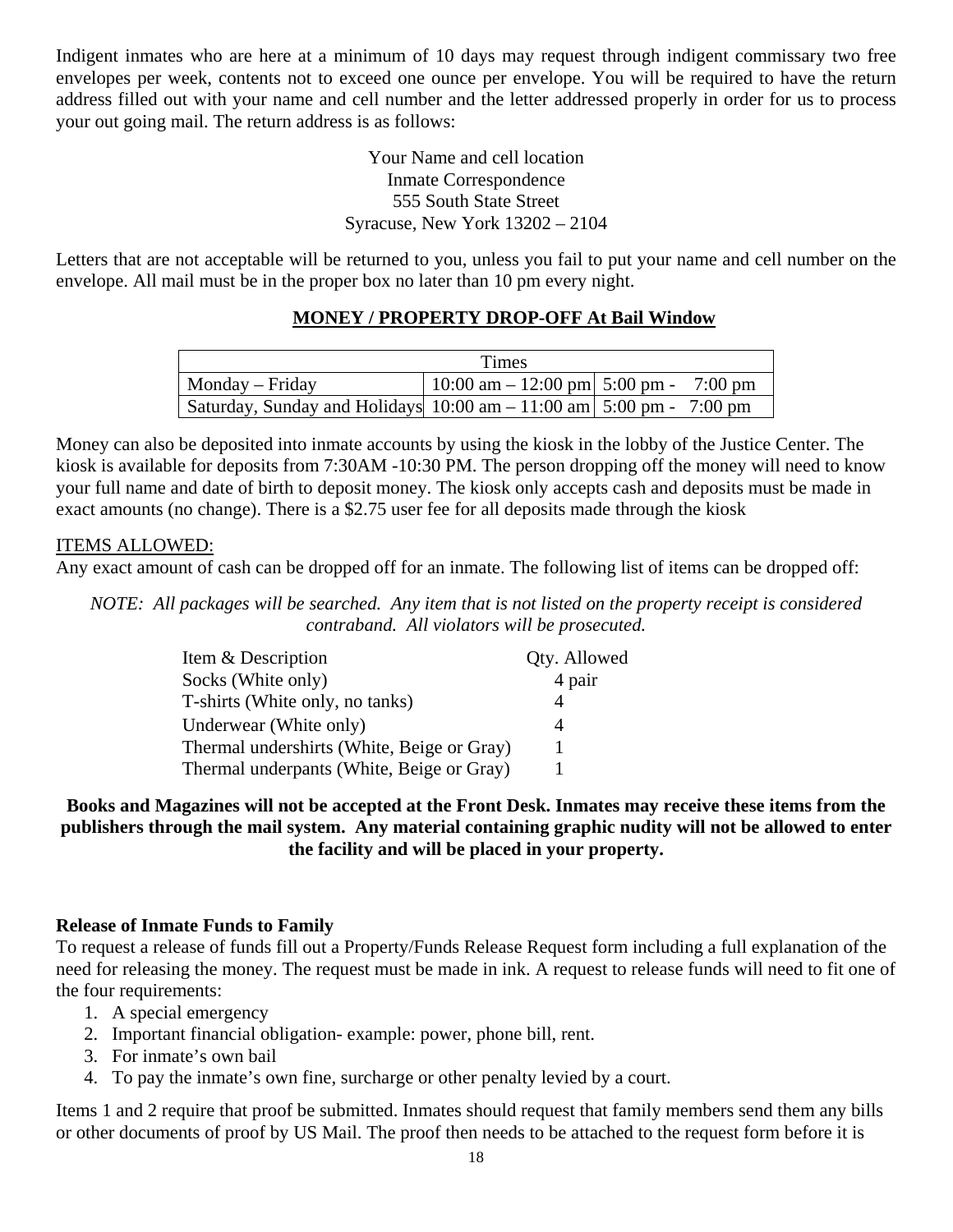Indigent inmates who are here at a minimum of 10 days may request through indigent commissary two free envelopes per week, contents not to exceed one ounce per envelope. You will be required to have the return address filled out with your name and cell number and the letter addressed properly in order for us to process your out going mail. The return address is as follows:

Your Name and cell location
Inmate Correspondence
555 South State Street
Syracuse, New York 13202 – 2104

Letters that are not acceptable will be returned to you, unless you fail to put your name and cell number on the envelope. All mail must be in the proper box no later than 10 pm every night.

**MONEY / PROPERTY DROP-OFF At Bail Window**

| Times | | |
|---|---|---|
| Monday – Friday | 10:00 am – 12:00 pm | 5:00 pm - 7:00 pm |
| Saturday, Sunday and Holidays | 10:00 am – 11:00 am | 5:00 pm - 7:00 pm |

Money can also be deposited into inmate accounts by using the kiosk in the lobby of the Justice Center. The kiosk is available for deposits from 7:30AM -10:30 PM. The person dropping off the money will need to know your full name and date of birth to deposit money. The kiosk only accepts cash and deposits must be made in exact amounts (no change). There is a $2.75 user fee for all deposits made through the kiosk

ITEMS ALLOWED:
Any exact amount of cash can be dropped off for an inmate. The following list of items can be dropped off:

*NOTE: All packages will be searched. Any item that is not listed on the property receipt is considered contraband. All violators will be prosecuted.*

| Item & Description | Qty. Allowed |
|---|---|
| Socks (White only) | 4 pair |
| T-shirts (White only, no tanks) | 4 |
| Underwear (White only) | 4 |
| Thermal undershirts (White, Beige or Gray) | 1 |
| Thermal underpants (White, Beige or Gray) | 1 |

**Books and Magazines will not be accepted at the Front Desk. Inmates may receive these items from the publishers through the mail system. Any material containing graphic nudity will not be allowed to enter the facility and will be placed in your property.**

**Release of Inmate Funds to Family**
To request a release of funds fill out a Property/Funds Release Request form including a full explanation of the need for releasing the money. The request must be made in ink. A request to release funds will need to fit one of the four requirements:

1. A special emergency
2. Important financial obligation- example: power, phone bill, rent.
3. For inmate's own bail
4. To pay the inmate's own fine, surcharge or other penalty levied by a court.

Items 1 and 2 require that proof be submitted. Inmates should request that family members send them any bills or other documents of proof by US Mail. The proof then needs to be attached to the request form before it is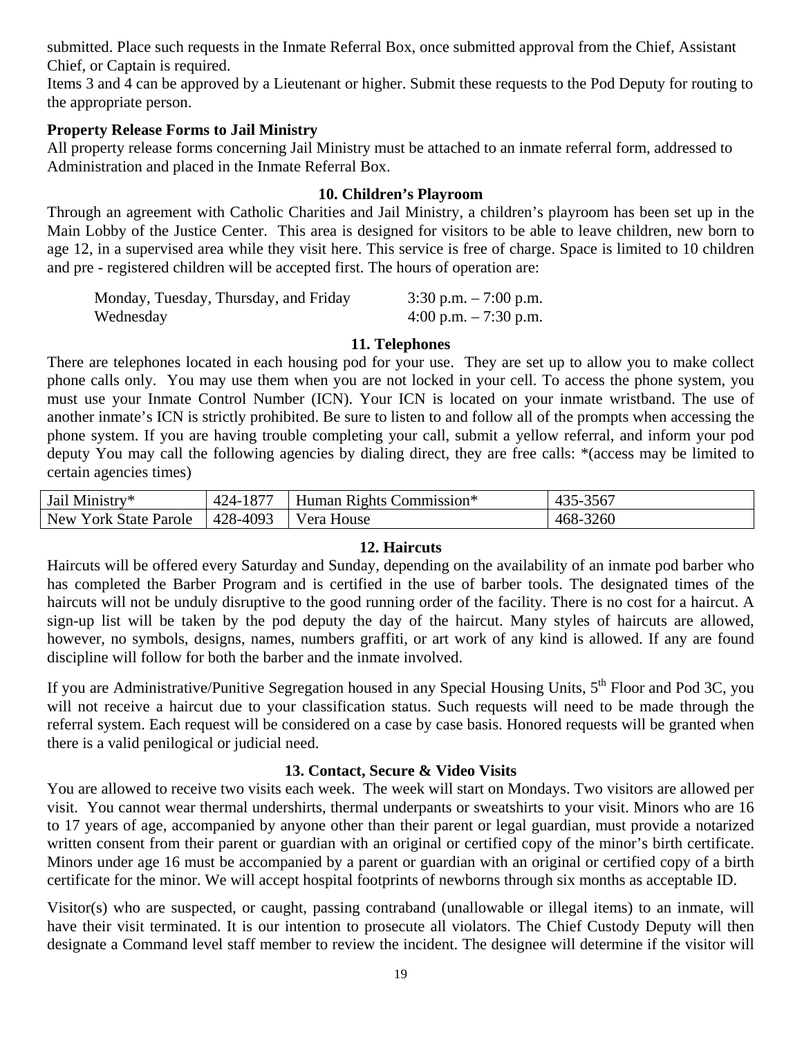submitted. Place such requests in the Inmate Referral Box, once submitted approval from the Chief, Assistant Chief, or Captain is required.

Items 3 and 4 can be approved by a Lieutenant or higher. Submit these requests to the Pod Deputy for routing to the appropriate person.

**Property Release Forms to Jail Ministry**

All property release forms concerning Jail Ministry must be attached to an inmate referral form, addressed to Administration and placed in the Inmate Referral Box.

## 10. Children's Playroom

Through an agreement with Catholic Charities and Jail Ministry, a children's playroom has been set up in the Main Lobby of the Justice Center. This area is designed for visitors to be able to leave children, new born to age 12, in a supervised area while they visit here. This service is free of charge. Space is limited to 10 children and pre - registered children will be accepted first. The hours of operation are:

| | |
|---|---|
| Monday, Tuesday, Thursday, and Friday | 3:30 p.m. – 7:00 p.m. |
| Wednesday | 4:00 p.m. – 7:30 p.m. |

## 11. Telephones

There are telephones located in each housing pod for your use. They are set up to allow you to make collect phone calls only. You may use them when you are not locked in your cell. To access the phone system, you must use your Inmate Control Number (ICN). Your ICN is located on your inmate wristband. The use of another inmate's ICN is strictly prohibited. Be sure to listen to and follow all of the prompts when accessing the phone system. If you are having trouble completing your call, submit a yellow referral, and inform your pod deputy You may call the following agencies by dialing direct, they are free calls: *(access may be limited to certain agencies times)

| | | | |
|---|---|---|---|
| Jail Ministry* | 424-1877 | Human Rights Commission* | 435-3567 |
| New York State Parole | 428-4093 | Vera House | 468-3260 |

## 12. Haircuts

Haircuts will be offered every Saturday and Sunday, depending on the availability of an inmate pod barber who has completed the Barber Program and is certified in the use of barber tools. The designated times of the haircuts will not be unduly disruptive to the good running order of the facility. There is no cost for a haircut. A sign-up list will be taken by the pod deputy the day of the haircut. Many styles of haircuts are allowed, however, no symbols, designs, names, numbers graffiti, or art work of any kind is allowed. If any are found discipline will follow for both the barber and the inmate involved.

If you are Administrative/Punitive Segregation housed in any Special Housing Units, 5th Floor and Pod 3C, you will not receive a haircut due to your classification status. Such requests will need to be made through the referral system. Each request will be considered on a case by case basis. Honored requests will be granted when there is a valid penilogical or judicial need.

## 13. Contact, Secure & Video Visits

You are allowed to receive two visits each week. The week will start on Mondays. Two visitors are allowed per visit. You cannot wear thermal undershirts, thermal underpants or sweatshirts to your visit. Minors who are 16 to 17 years of age, accompanied by anyone other than their parent or legal guardian, must provide a notarized written consent from their parent or guardian with an original or certified copy of the minor's birth certificate. Minors under age 16 must be accompanied by a parent or guardian with an original or certified copy of a birth certificate for the minor. We will accept hospital footprints of newborns through six months as acceptable ID.

Visitor(s) who are suspected, or caught, passing contraband (unallowable or illegal items) to an inmate, will have their visit terminated. It is our intention to prosecute all violators. The Chief Custody Deputy will then designate a Command level staff member to review the incident. The designee will determine if the visitor will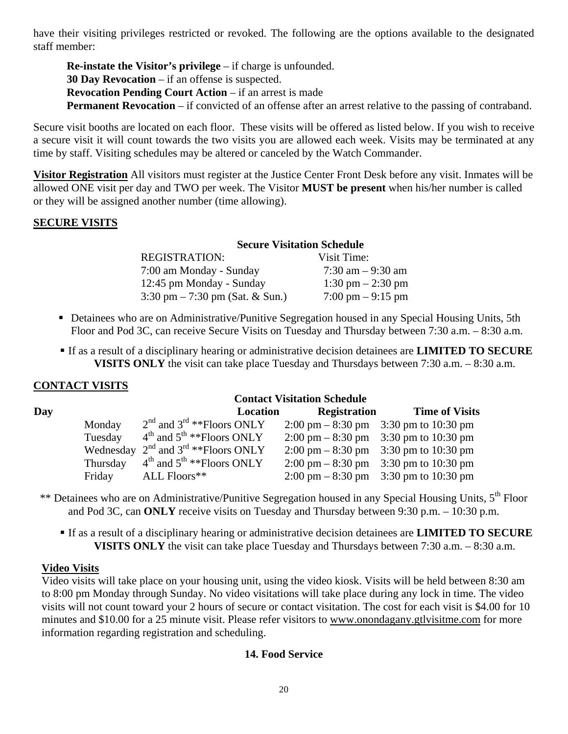have their visiting privileges restricted or revoked. The following are the options available to the designated staff member:

**Re-instate the Visitor's privilege** – if charge is unfounded.
**30 Day Revocation** – if an offense is suspected.
**Revocation Pending Court Action** – if an arrest is made
**Permanent Revocation** – if convicted of an offense after an arrest relative to the passing of contraband.

Secure visit booths are located on each floor. These visits will be offered as listed below. If you wish to receive a secure visit it will count towards the two visits you are allowed each week. Visits may be terminated at any time by staff. Visiting schedules may be altered or canceled by the Watch Commander.

**Visitor Registration** All visitors must register at the Justice Center Front Desk before any visit. Inmates will be allowed ONE visit per day and TWO per week. The Visitor **MUST be present** when his/her number is called or they will be assigned another number (time allowing).

## SECURE VISITS

**Secure Visitation Schedule**

| REGISTRATION: | Visit Time: |
|---|---|
| 7:00 am Monday - Sunday | 7:30 am – 9:30 am |
| 12:45 pm Monday - Sunday | 1:30 pm – 2:30 pm |
| 3:30 pm – 7:30 pm (Sat. & Sun.) | 7:00 pm – 9:15 pm |

- Detainees who are on Administrative/Punitive Segregation housed in any Special Housing Units, 5th Floor and Pod 3C, can receive Secure Visits on Tuesday and Thursday between 7:30 a.m. – 8:30 a.m.
- If as a result of a disciplinary hearing or administrative decision detainees are **LIMITED TO SECURE VISITS ONLY** the visit can take place Tuesday and Thursdays between 7:30 a.m. – 8:30 a.m.

## CONTACT VISITS

**Contact Visitation Schedule**

| Day | Location | Registration | Time of Visits |
|---|---|---|---|
| Monday | 2nd and 3rd **Floors ONLY | 2:00 pm – 8:30 pm | 3:30 pm to 10:30 pm |
| Tuesday | 4th and 5th **Floors ONLY | 2:00 pm – 8:30 pm | 3:30 pm to 10:30 pm |
| Wednesday | 2nd and 3rd **Floors ONLY | 2:00 pm – 8:30 pm | 3:30 pm to 10:30 pm |
| Thursday | 4th and 5th **Floors ONLY | 2:00 pm – 8:30 pm | 3:30 pm to 10:30 pm |
| Friday | ALL Floors** | 2:00 pm – 8:30 pm | 3:30 pm to 10:30 pm |

** Detainees who are on Administrative/Punitive Segregation housed in any Special Housing Units, 5th Floor and Pod 3C, can **ONLY** receive visits on Tuesday and Thursday between 9:30 p.m. – 10:30 p.m.

- If as a result of a disciplinary hearing or administrative decision detainees are **LIMITED TO SECURE VISITS ONLY** the visit can take place Tuesday and Thursdays between 7:30 a.m. – 8:30 a.m.

**Video Visits**

Video visits will take place on your housing unit, using the video kiosk. Visits will be held between 8:30 am to 8:00 pm Monday through Sunday. No video visitations will take place during any lock in time. The video visits will not count toward your 2 hours of secure or contact visitation. The cost for each visit is $4.00 for 10 minutes and $10.00 for a 25 minute visit. Please refer visitors to www.onondagany.gtlvisitme.com for more information regarding registration and scheduling.

## 14. Food Service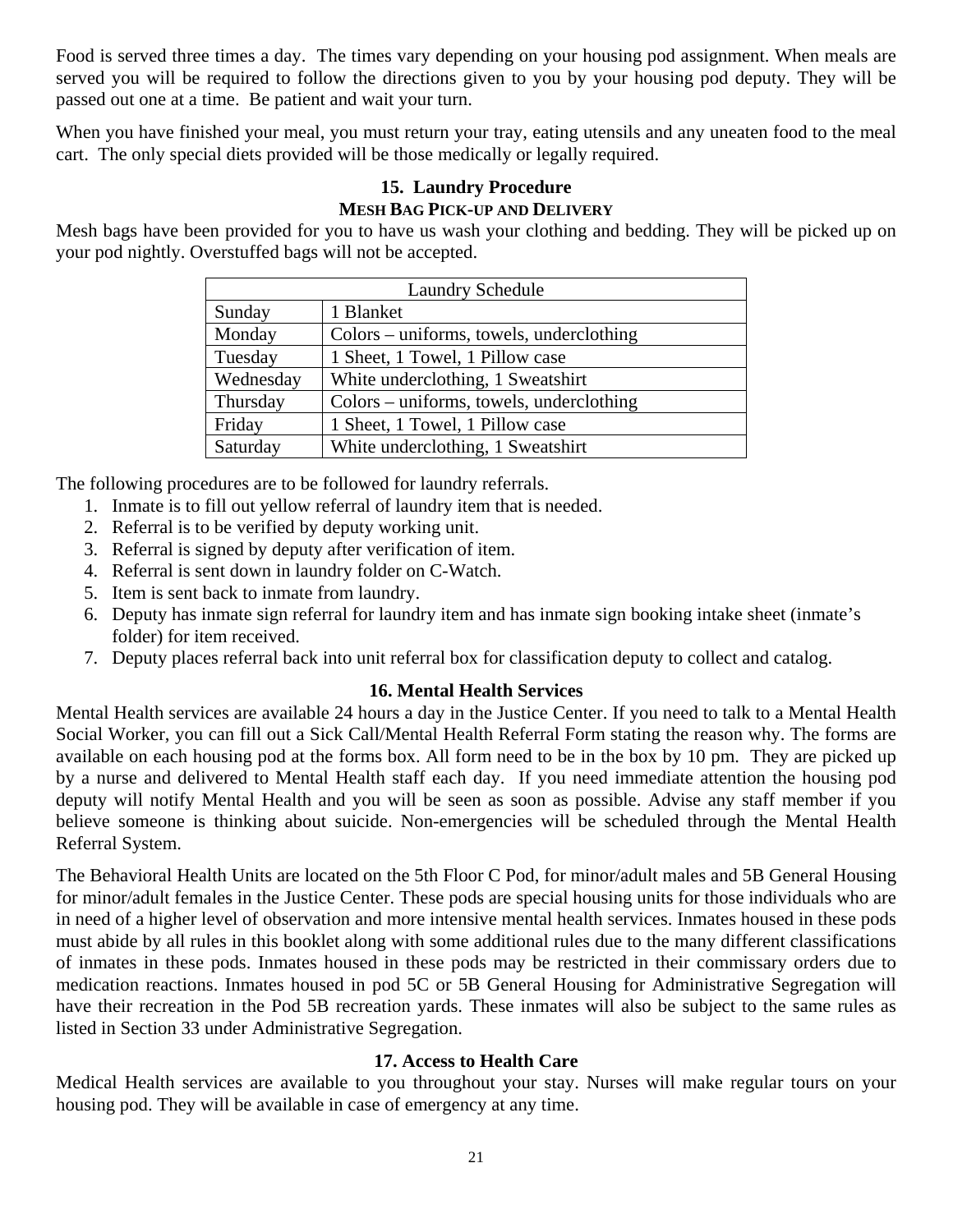Food is served three times a day. The times vary depending on your housing pod assignment. When meals are served you will be required to follow the directions given to you by your housing pod deputy. They will be passed out one at a time. Be patient and wait your turn.

When you have finished your meal, you must return your tray, eating utensils and any uneaten food to the meal cart. The only special diets provided will be those medically or legally required.

## 15. Laundry Procedure

### MESH BAG PICK-UP AND DELIVERY

Mesh bags have been provided for you to have us wash your clothing and bedding. They will be picked up on your pod nightly. Overstuffed bags will not be accepted.

| Laundry Schedule | |
|---|---|
| Sunday | 1 Blanket |
| Monday | Colors – uniforms, towels, underclothing |
| Tuesday | 1 Sheet, 1 Towel, 1 Pillow case |
| Wednesday | White underclothing, 1 Sweatshirt |
| Thursday | Colors – uniforms, towels, underclothing |
| Friday | 1 Sheet, 1 Towel, 1 Pillow case |
| Saturday | White underclothing, 1 Sweatshirt |

The following procedures are to be followed for laundry referrals.

1. Inmate is to fill out yellow referral of laundry item that is needed.
2. Referral is to be verified by deputy working unit.
3. Referral is signed by deputy after verification of item.
4. Referral is sent down in laundry folder on C-Watch.
5. Item is sent back to inmate from laundry.
6. Deputy has inmate sign referral for laundry item and has inmate sign booking intake sheet (inmate's folder) for item received.
7. Deputy places referral back into unit referral box for classification deputy to collect and catalog.

## 16. Mental Health Services

Mental Health services are available 24 hours a day in the Justice Center. If you need to talk to a Mental Health Social Worker, you can fill out a Sick Call/Mental Health Referral Form stating the reason why. The forms are available on each housing pod at the forms box. All form need to be in the box by 10 pm. They are picked up by a nurse and delivered to Mental Health staff each day. If you need immediate attention the housing pod deputy will notify Mental Health and you will be seen as soon as possible. Advise any staff member if you believe someone is thinking about suicide. Non-emergencies will be scheduled through the Mental Health Referral System.

The Behavioral Health Units are located on the 5th Floor C Pod, for minor/adult males and 5B General Housing for minor/adult females in the Justice Center. These pods are special housing units for those individuals who are in need of a higher level of observation and more intensive mental health services. Inmates housed in these pods must abide by all rules in this booklet along with some additional rules due to the many different classifications of inmates in these pods. Inmates housed in these pods may be restricted in their commissary orders due to medication reactions. Inmates housed in pod 5C or 5B General Housing for Administrative Segregation will have their recreation in the Pod 5B recreation yards. These inmates will also be subject to the same rules as listed in Section 33 under Administrative Segregation.

## 17. Access to Health Care

Medical Health services are available to you throughout your stay. Nurses will make regular tours on your housing pod. They will be available in case of emergency at any time.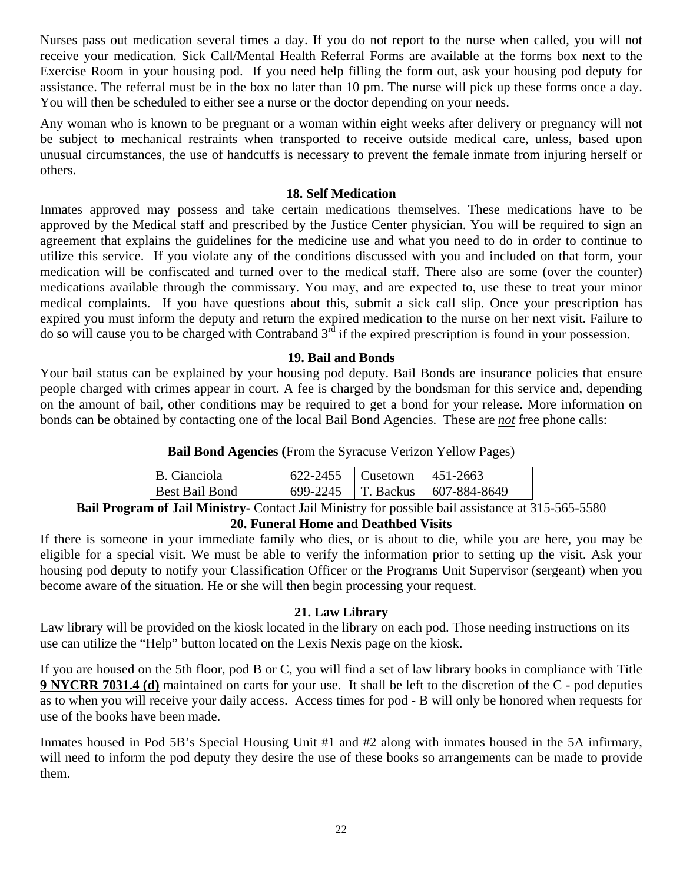Nurses pass out medication several times a day. If you do not report to the nurse when called, you will not receive your medication. Sick Call/Mental Health Referral Forms are available at the forms box next to the Exercise Room in your housing pod. If you need help filling the form out, ask your housing pod deputy for assistance. The referral must be in the box no later than 10 pm. The nurse will pick up these forms once a day. You will then be scheduled to either see a nurse or the doctor depending on your needs.

Any woman who is known to be pregnant or a woman within eight weeks after delivery or pregnancy will not be subject to mechanical restraints when transported to receive outside medical care, unless, based upon unusual circumstances, the use of handcuffs is necessary to prevent the female inmate from injuring herself or others.

## 18. Self Medication

Inmates approved may possess and take certain medications themselves. These medications have to be approved by the Medical staff and prescribed by the Justice Center physician. You will be required to sign an agreement that explains the guidelines for the medicine use and what you need to do in order to continue to utilize this service. If you violate any of the conditions discussed with you and included on that form, your medication will be confiscated and turned over to the medical staff. There also are some (over the counter) medications available through the commissary. You may, and are expected to, use these to treat your minor medical complaints. If you have questions about this, submit a sick call slip. Once your prescription has expired you must inform the deputy and return the expired medication to the nurse on her next visit. Failure to do so will cause you to be charged with Contraband 3rd if the expired prescription is found in your possession.

## 19. Bail and Bonds

Your bail status can be explained by your housing pod deputy. Bail Bonds are insurance policies that ensure people charged with crimes appear in court. A fee is charged by the bondsman for this service and, depending on the amount of bail, other conditions may be required to get a bond for your release. More information on bonds can be obtained by contacting one of the local Bail Bond Agencies. These are ***not*** free phone calls:

**Bail Bond Agencies (**From the Syracuse Verizon Yellow Pages)

| B. Cianciola | 622-2455 | Cusetown | 451-2663 |
|---|---|---|---|
| Best Bail Bond | 699-2245 | T. Backus | 607-884-8649 |

**Bail Program of Jail Ministry-** Contact Jail Ministry for possible bail assistance at 315-565-5580

## 20. Funeral Home and Deathbed Visits

If there is someone in your immediate family who dies, or is about to die, while you are here, you may be eligible for a special visit. We must be able to verify the information prior to setting up the visit. Ask your housing pod deputy to notify your Classification Officer or the Programs Unit Supervisor (sergeant) when you become aware of the situation. He or she will then begin processing your request.

## 21. Law Library

Law library will be provided on the kiosk located in the library on each pod. Those needing instructions on its use can utilize the "Help" button located on the Lexis Nexis page on the kiosk.

If you are housed on the 5th floor, pod B or C, you will find a set of law library books in compliance with Title **9 NYCRR 7031.4 (d)** maintained on carts for your use. It shall be left to the discretion of the C - pod deputies as to when you will receive your daily access. Access times for pod - B will only be honored when requests for use of the books have been made.

Inmates housed in Pod 5B's Special Housing Unit #1 and #2 along with inmates housed in the 5A infirmary, will need to inform the pod deputy they desire the use of these books so arrangements can be made to provide them.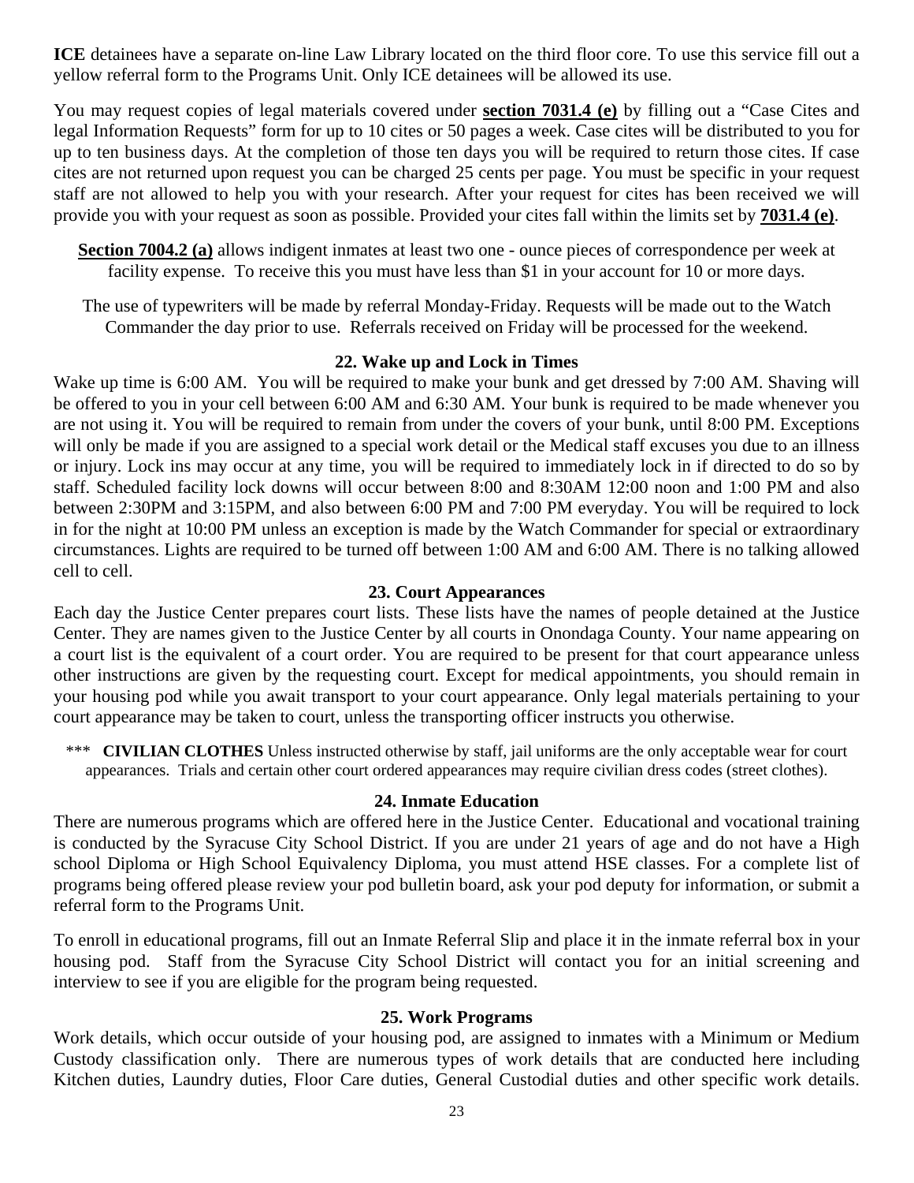**ICE** detainees have a separate on-line Law Library located on the third floor core. To use this service fill out a yellow referral form to the Programs Unit. Only ICE detainees will be allowed its use.

You may request copies of legal materials covered under **section 7031.4 (e)** by filling out a "Case Cites and legal Information Requests" form for up to 10 cites or 50 pages a week. Case cites will be distributed to you for up to ten business days. At the completion of those ten days you will be required to return those cites. If case cites are not returned upon request you can be charged 25 cents per page. You must be specific in your request staff are not allowed to help you with your research. After your request for cites has been received we will provide you with your request as soon as possible. Provided your cites fall within the limits set by **7031.4 (e)**.

**Section 7004.2 (a)** allows indigent inmates at least two one - ounce pieces of correspondence per week at facility expense. To receive this you must have less than $1 in your account for 10 or more days.

The use of typewriters will be made by referral Monday-Friday. Requests will be made out to the Watch Commander the day prior to use. Referrals received on Friday will be processed for the weekend.

## 22. Wake up and Lock in Times

Wake up time is 6:00 AM. You will be required to make your bunk and get dressed by 7:00 AM. Shaving will be offered to you in your cell between 6:00 AM and 6:30 AM. Your bunk is required to be made whenever you are not using it. You will be required to remain from under the covers of your bunk, until 8:00 PM. Exceptions will only be made if you are assigned to a special work detail or the Medical staff excuses you due to an illness or injury. Lock ins may occur at any time, you will be required to immediately lock in if directed to do so by staff. Scheduled facility lock downs will occur between 8:00 and 8:30AM 12:00 noon and 1:00 PM and also between 2:30PM and 3:15PM, and also between 6:00 PM and 7:00 PM everyday. You will be required to lock in for the night at 10:00 PM unless an exception is made by the Watch Commander for special or extraordinary circumstances. Lights are required to be turned off between 1:00 AM and 6:00 AM. There is no talking allowed cell to cell.

## 23. Court Appearances

Each day the Justice Center prepares court lists. These lists have the names of people detained at the Justice Center. They are names given to the Justice Center by all courts in Onondaga County. Your name appearing on a court list is the equivalent of a court order. You are required to be present for that court appearance unless other instructions are given by the requesting court. Except for medical appointments, you should remain in your housing pod while you await transport to your court appearance. Only legal materials pertaining to your court appearance may be taken to court, unless the transporting officer instructs you otherwise.

*** **CIVILIAN CLOTHES** Unless instructed otherwise by staff, jail uniforms are the only acceptable wear for court appearances. Trials and certain other court ordered appearances may require civilian dress codes (street clothes).

## 24. Inmate Education

There are numerous programs which are offered here in the Justice Center. Educational and vocational training is conducted by the Syracuse City School District. If you are under 21 years of age and do not have a High school Diploma or High School Equivalency Diploma, you must attend HSE classes. For a complete list of programs being offered please review your pod bulletin board, ask your pod deputy for information, or submit a referral form to the Programs Unit.

To enroll in educational programs, fill out an Inmate Referral Slip and place it in the inmate referral box in your housing pod. Staff from the Syracuse City School District will contact you for an initial screening and interview to see if you are eligible for the program being requested.

## 25. Work Programs

Work details, which occur outside of your housing pod, are assigned to inmates with a Minimum or Medium Custody classification only. There are numerous types of work details that are conducted here including Kitchen duties, Laundry duties, Floor Care duties, General Custodial duties and other specific work details.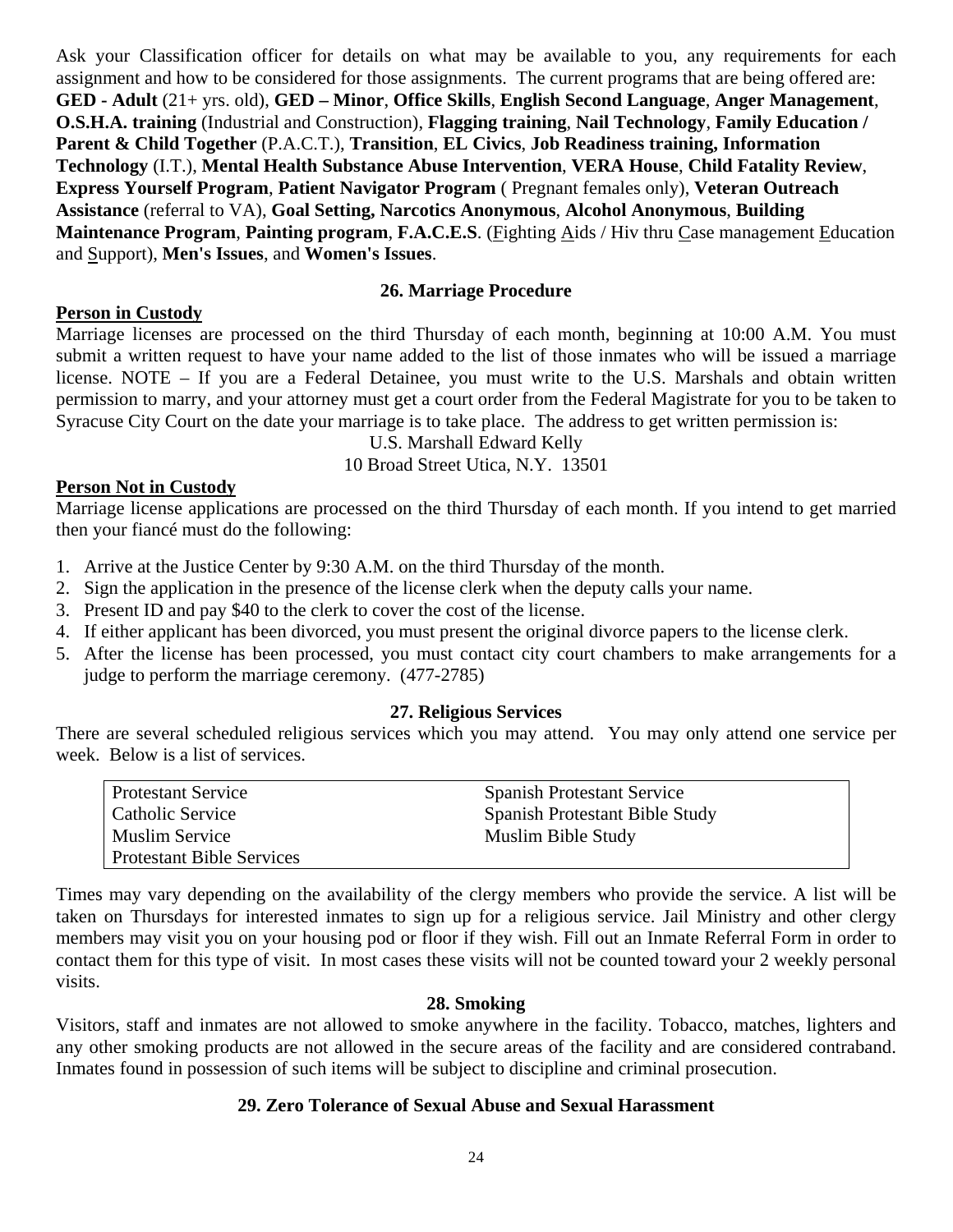Ask your Classification officer for details on what may be available to you, any requirements for each assignment and how to be considered for those assignments. The current programs that are being offered are: **GED - Adult** (21+ yrs. old), **GED – Minor**, **Office Skills**, **English Second Language**, **Anger Management**, **O.S.H.A. training** (Industrial and Construction), **Flagging training**, **Nail Technology**, **Family Education / Parent & Child Together** (P.A.C.T.), **Transition**, **EL Civics**, **Job Readiness training, Information Technology** (I.T.), **Mental Health Substance Abuse Intervention**, **VERA House**, **Child Fatality Review**, **Express Yourself Program**, **Patient Navigator Program** ( Pregnant females only), **Veteran Outreach Assistance** (referral to VA), **Goal Setting, Narcotics Anonymous**, **Alcohol Anonymous**, **Building Maintenance Program**, **Painting program**, **F.A.C.E.S**. (Fighting Aids / Hiv thru Case management Education and Support), **Men's Issues**, and **Women's Issues**.

## 26. Marriage Procedure

**Person in Custody**

Marriage licenses are processed on the third Thursday of each month, beginning at 10:00 A.M. You must submit a written request to have your name added to the list of those inmates who will be issued a marriage license. NOTE – If you are a Federal Detainee, you must write to the U.S. Marshals and obtain written permission to marry, and your attorney must get a court order from the Federal Magistrate for you to be taken to Syracuse City Court on the date your marriage is to take place. The address to get written permission is:

U.S. Marshall Edward Kelly
10 Broad Street Utica, N.Y. 13501

**Person Not in Custody**

Marriage license applications are processed on the third Thursday of each month. If you intend to get married then your fiancé must do the following:

1. Arrive at the Justice Center by 9:30 A.M. on the third Thursday of the month.
2. Sign the application in the presence of the license clerk when the deputy calls your name.
3. Present ID and pay $40 to the clerk to cover the cost of the license.
4. If either applicant has been divorced, you must present the original divorce papers to the license clerk.
5. After the license has been processed, you must contact city court chambers to make arrangements for a judge to perform the marriage ceremony. (477-2785)

## 27. Religious Services

There are several scheduled religious services which you may attend. You may only attend one service per week. Below is a list of services.

| | |
|---|---|
| Protestant Service | Spanish Protestant Service |
| Catholic Service | Spanish Protestant Bible Study |
| Muslim Service | Muslim Bible Study |
| Protestant Bible Services | |

Times may vary depending on the availability of the clergy members who provide the service. A list will be taken on Thursdays for interested inmates to sign up for a religious service. Jail Ministry and other clergy members may visit you on your housing pod or floor if they wish. Fill out an Inmate Referral Form in order to contact them for this type of visit. In most cases these visits will not be counted toward your 2 weekly personal visits.

## 28. Smoking

Visitors, staff and inmates are not allowed to smoke anywhere in the facility. Tobacco, matches, lighters and any other smoking products are not allowed in the secure areas of the facility and are considered contraband. Inmates found in possession of such items will be subject to discipline and criminal prosecution.

## 29. Zero Tolerance of Sexual Abuse and Sexual Harassment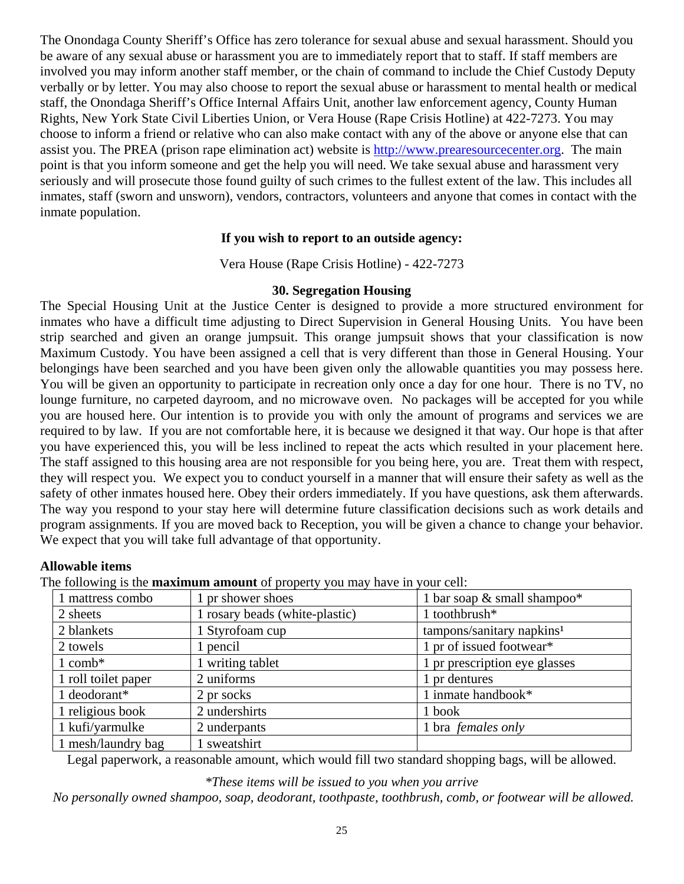The Onondaga County Sheriff's Office has zero tolerance for sexual abuse and sexual harassment. Should you be aware of any sexual abuse or harassment you are to immediately report that to staff. If staff members are involved you may inform another staff member, or the chain of command to include the Chief Custody Deputy verbally or by letter. You may also choose to report the sexual abuse or harassment to mental health or medical staff, the Onondaga Sheriff's Office Internal Affairs Unit, another law enforcement agency, County Human Rights, New York State Civil Liberties Union, or Vera House (Rape Crisis Hotline) at 422-7273. You may choose to inform a friend or relative who can also make contact with any of the above or anyone else that can assist you. The PREA (prison rape elimination act) website is http://www.prearesourcecenter.org. The main point is that you inform someone and get the help you will need. We take sexual abuse and harassment very seriously and will prosecute those found guilty of such crimes to the fullest extent of the law. This includes all inmates, staff (sworn and unsworn), vendors, contractors, volunteers and anyone that comes in contact with the inmate population.

**If you wish to report to an outside agency:**

Vera House (Rape Crisis Hotline) - 422-7273

### 30. Segregation Housing

The Special Housing Unit at the Justice Center is designed to provide a more structured environment for inmates who have a difficult time adjusting to Direct Supervision in General Housing Units. You have been strip searched and given an orange jumpsuit. This orange jumpsuit shows that your classification is now Maximum Custody. You have been assigned a cell that is very different than those in General Housing. Your belongings have been searched and you have been given only the allowable quantities you may possess here. You will be given an opportunity to participate in recreation only once a day for one hour. There is no TV, no lounge furniture, no carpeted dayroom, and no microwave oven. No packages will be accepted for you while you are housed here. Our intention is to provide you with only the amount of programs and services we are required to by law. If you are not comfortable here, it is because we designed it that way. Our hope is that after you have experienced this, you will be less inclined to repeat the acts which resulted in your placement here. The staff assigned to this housing area are not responsible for you being here, you are. Treat them with respect, they will respect you. We expect you to conduct yourself in a manner that will ensure their safety as well as the safety of other inmates housed here. Obey their orders immediately. If you have questions, ask them afterwards. The way you respond to your stay here will determine future classification decisions such as work details and program assignments. If you are moved back to Reception, you will be given a chance to change your behavior. We expect that you will take full advantage of that opportunity.

**Allowable items**

The following is the **maximum amount** of property you may have in your cell:

| | | |
|---|---|---|
| 1 mattress combo | 1 pr shower shoes | 1 bar soap & small shampoo* |
| 2 sheets | 1 rosary beads (white-plastic) | 1 toothbrush* |
| 2 blankets | 1 Styrofoam cup | tampons/sanitary napkins[1] |
| 2 towels | 1 pencil | 1 pr of issued footwear* |
| 1 comb* | 1 writing tablet | 1 pr prescription eye glasses |
| 1 roll toilet paper | 2 uniforms | 1 pr dentures |
| 1 deodorant* | 2 pr socks | 1 inmate handbook* |
| 1 religious book | 2 undershirts | 1 book |
| 1 kufi/yarmulke | 2 underpants | 1 bra *females only* |
| 1 mesh/laundry bag | 1 sweatshirt | |

Legal paperwork, a reasonable amount, which would fill two standard shopping bags, will be allowed.

*\*These items will be issued to you when you arrive*

*No personally owned shampoo, soap, deodorant, toothpaste, toothbrush, comb, or footwear will be allowed.*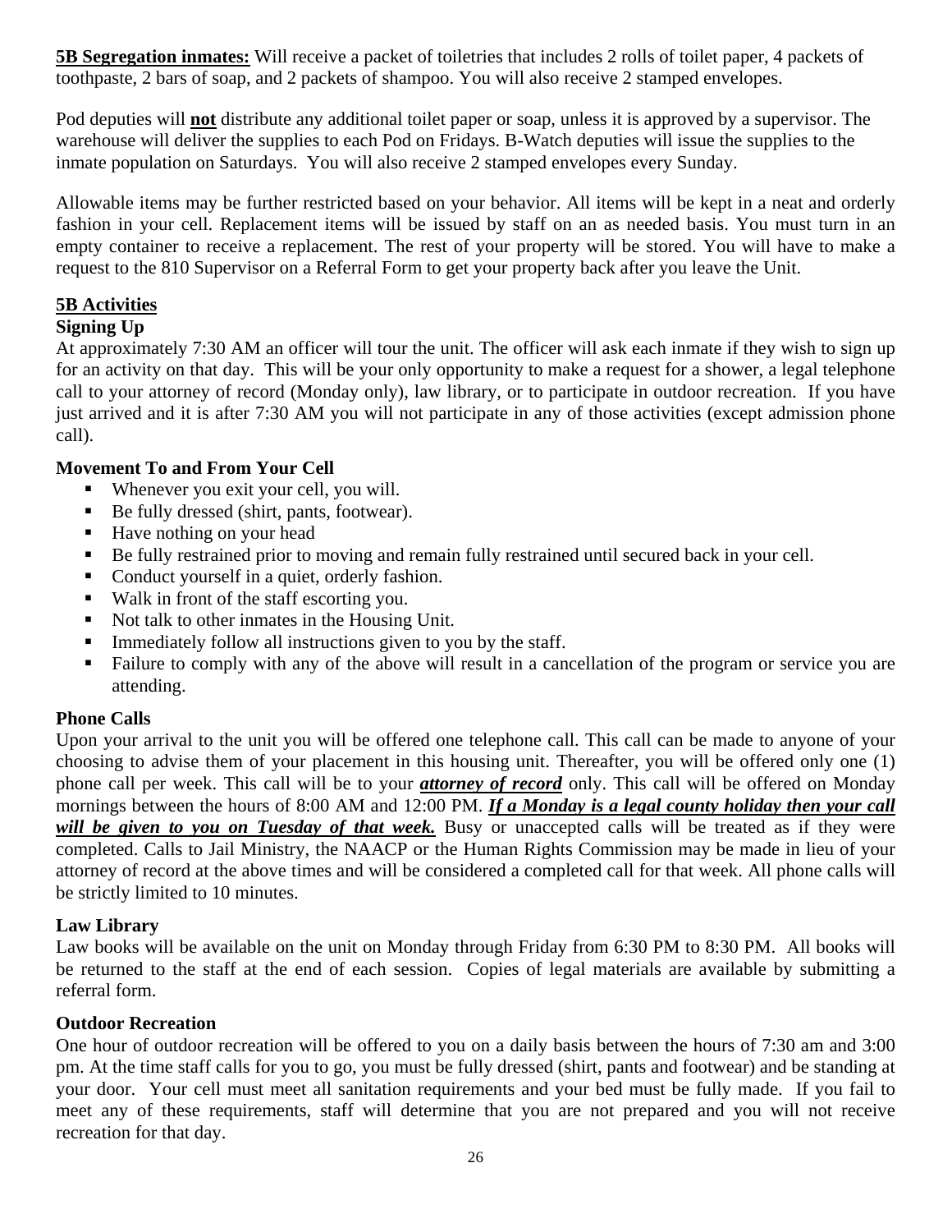**<u>5B Segregation inmates:</u>** Will receive a packet of toiletries that includes 2 rolls of toilet paper, 4 packets of toothpaste, 2 bars of soap, and 2 packets of shampoo. You will also receive 2 stamped envelopes.

Pod deputies will **<u>not</u>** distribute any additional toilet paper or soap, unless it is approved by a supervisor. The warehouse will deliver the supplies to each Pod on Fridays. B-Watch deputies will issue the supplies to the inmate population on Saturdays. You will also receive 2 stamped envelopes every Sunday.

Allowable items may be further restricted based on your behavior. All items will be kept in a neat and orderly fashion in your cell. Replacement items will be issued by staff on an as needed basis. You must turn in an empty container to receive a replacement. The rest of your property will be stored. You will have to make a request to the 810 Supervisor on a Referral Form to get your property back after you leave the Unit.

## <u>5B Activities</u>

### Signing Up

At approximately 7:30 AM an officer will tour the unit. The officer will ask each inmate if they wish to sign up for an activity on that day. This will be your only opportunity to make a request for a shower, a legal telephone call to your attorney of record (Monday only), law library, or to participate in outdoor recreation. If you have just arrived and it is after 7:30 AM you will not participate in any of those activities (except admission phone call).

### Movement To and From Your Cell

- Whenever you exit your cell, you will.
- Be fully dressed (shirt, pants, footwear).
- Have nothing on your head
- Be fully restrained prior to moving and remain fully restrained until secured back in your cell.
- Conduct yourself in a quiet, orderly fashion.
- Walk in front of the staff escorting you.
- Not talk to other inmates in the Housing Unit.
- Immediately follow all instructions given to you by the staff.
- Failure to comply with any of the above will result in a cancellation of the program or service you are attending.

### Phone Calls

Upon your arrival to the unit you will be offered one telephone call. This call can be made to anyone of your choosing to advise them of your placement in this housing unit. Thereafter, you will be offered only one (1) phone call per week. This call will be to your ***<u>attorney of record</u>*** only. This call will be offered on Monday mornings between the hours of 8:00 AM and 12:00 PM. ***<u>If a Monday is a legal county holiday then your call will be given to you on Tuesday of that week.</u>*** Busy or unaccepted calls will be treated as if they were completed. Calls to Jail Ministry, the NAACP or the Human Rights Commission may be made in lieu of your attorney of record at the above times and will be considered a completed call for that week. All phone calls will be strictly limited to 10 minutes.

### Law Library

Law books will be available on the unit on Monday through Friday from 6:30 PM to 8:30 PM. All books will be returned to the staff at the end of each session. Copies of legal materials are available by submitting a referral form.

### Outdoor Recreation

One hour of outdoor recreation will be offered to you on a daily basis between the hours of 7:30 am and 3:00 pm. At the time staff calls for you to go, you must be fully dressed (shirt, pants and footwear) and be standing at your door. Your cell must meet all sanitation requirements and your bed must be fully made. If you fail to meet any of these requirements, staff will determine that you are not prepared and you will not receive recreation for that day.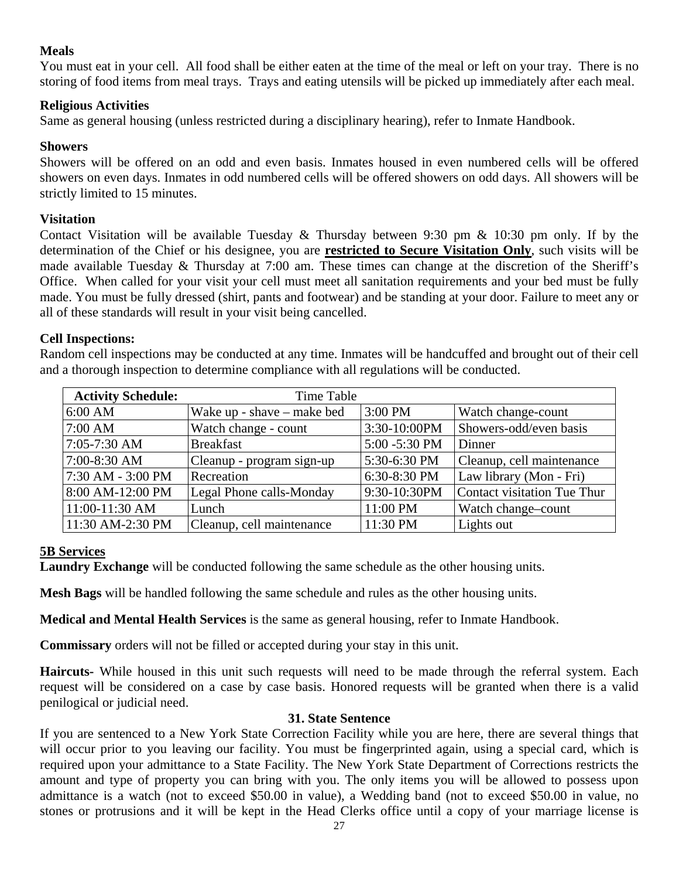**Meals**

You must eat in your cell. All food shall be either eaten at the time of the meal or left on your tray. There is no storing of food items from meal trays. Trays and eating utensils will be picked up immediately after each meal.

**Religious Activities**

Same as general housing (unless restricted during a disciplinary hearing), refer to Inmate Handbook.

**Showers**

Showers will be offered on an odd and even basis. Inmates housed in even numbered cells will be offered showers on even days. Inmates in odd numbered cells will be offered showers on odd days. All showers will be strictly limited to 15 minutes.

**Visitation**

Contact Visitation will be available Tuesday & Thursday between 9:30 pm & 10:30 pm only. If by the determination of the Chief or his designee, you are **restricted to Secure Visitation Only**, such visits will be made available Tuesday & Thursday at 7:00 am. These times can change at the discretion of the Sheriff's Office. When called for your visit your cell must meet all sanitation requirements and your bed must be fully made. You must be fully dressed (shirt, pants and footwear) and be standing at your door. Failure to meet any or all of these standards will result in your visit being cancelled.

**Cell Inspections:**

Random cell inspections may be conducted at any time. Inmates will be handcuffed and brought out of their cell and a thorough inspection to determine compliance with all regulations will be conducted.

| **Activity Schedule:** | Time Table | | |
|---|---|---|---|
| 6:00 AM | Wake up - shave – make bed | 3:00 PM | Watch change-count |
| 7:00 AM | Watch change - count | 3:30-10:00PM | Showers-odd/even basis |
| 7:05-7:30 AM | Breakfast | 5:00 -5:30 PM | Dinner |
| 7:00-8:30 AM | Cleanup - program sign-up | 5:30-6:30 PM | Cleanup, cell maintenance |
| 7:30 AM - 3:00 PM | Recreation | 6:30-8:30 PM | Law library (Mon - Fri) |
| 8:00 AM-12:00 PM | Legal Phone calls-Monday | 9:30-10:30PM | Contact visitation Tue Thur |
| 11:00-11:30 AM | Lunch | 11:00 PM | Watch change–count |
| 11:30 AM-2:30 PM | Cleanup, cell maintenance | 11:30 PM | Lights out |

**5B Services**

**Laundry Exchange** will be conducted following the same schedule as the other housing units.

**Mesh Bags** will be handled following the same schedule and rules as the other housing units.

**Medical and Mental Health Services** is the same as general housing, refer to Inmate Handbook.

**Commissary** orders will not be filled or accepted during your stay in this unit.

**Haircuts-** While housed in this unit such requests will need to be made through the referral system. Each request will be considered on a case by case basis. Honored requests will be granted when there is a valid penilogical or judicial need.

**31. State Sentence**

If you are sentenced to a New York State Correction Facility while you are here, there are several things that will occur prior to you leaving our facility. You must be fingerprinted again, using a special card, which is required upon your admittance to a State Facility. The New York State Department of Corrections restricts the amount and type of property you can bring with you. The only items you will be allowed to possess upon admittance is a watch (not to exceed $50.00 in value), a Wedding band (not to exceed $50.00 in value, no stones or protrusions and it will be kept in the Head Clerks office until a copy of your marriage license is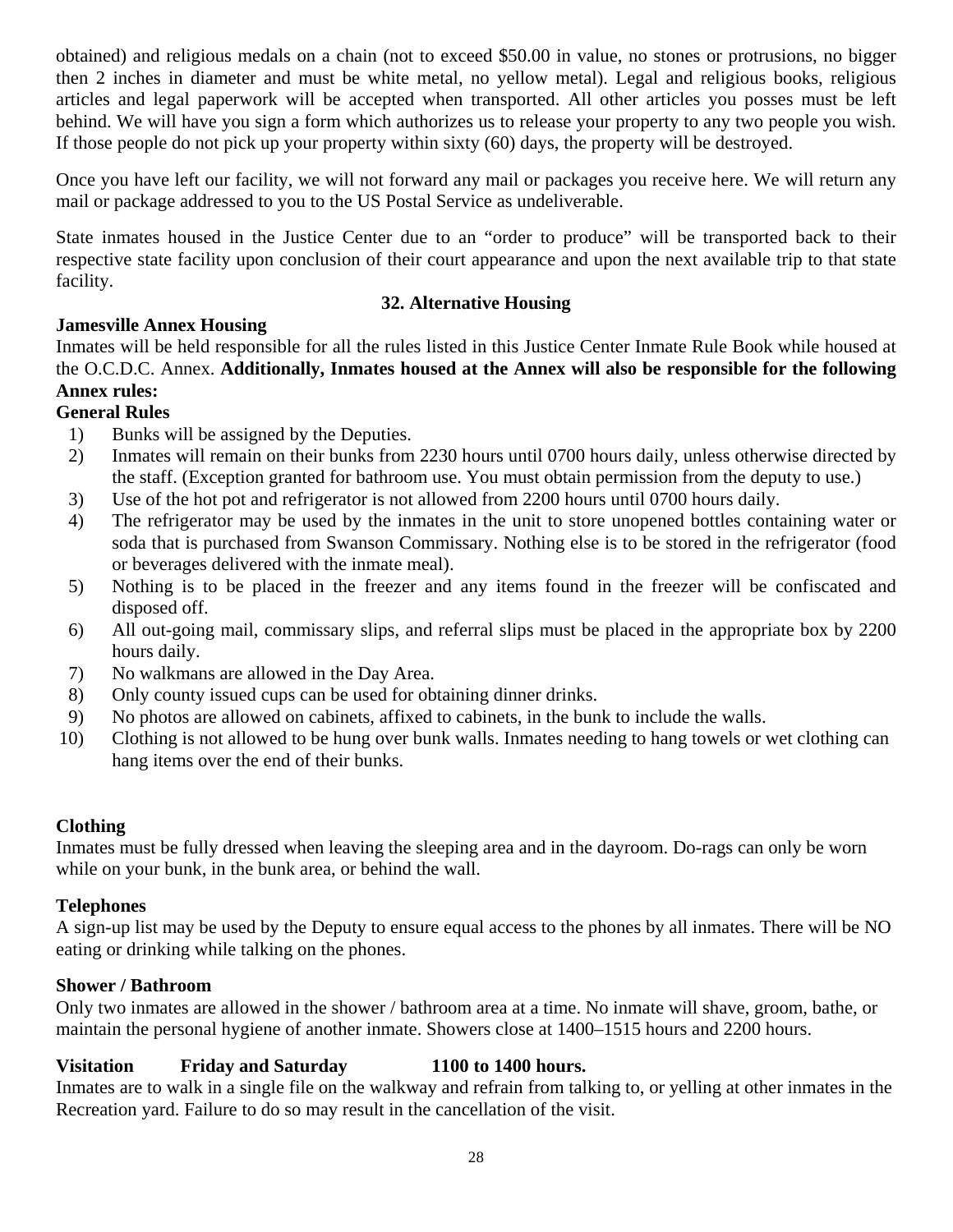obtained) and religious medals on a chain (not to exceed $50.00 in value, no stones or protrusions, no bigger then 2 inches in diameter and must be white metal, no yellow metal). Legal and religious books, religious articles and legal paperwork will be accepted when transported. All other articles you posses must be left behind. We will have you sign a form which authorizes us to release your property to any two people you wish. If those people do not pick up your property within sixty (60) days, the property will be destroyed.

Once you have left our facility, we will not forward any mail or packages you receive here. We will return any mail or package addressed to you to the US Postal Service as undeliverable.

State inmates housed in the Justice Center due to an "order to produce" will be transported back to their respective state facility upon conclusion of their court appearance and upon the next available trip to that state facility.

## 32. Alternative Housing

**Jamesville Annex Housing**

Inmates will be held responsible for all the rules listed in this Justice Center Inmate Rule Book while housed at the O.C.D.C. Annex. **Additionally, Inmates housed at the Annex will also be responsible for the following Annex rules:**

**General Rules**

1) Bunks will be assigned by the Deputies.
2) Inmates will remain on their bunks from 2230 hours until 0700 hours daily, unless otherwise directed by the staff. (Exception granted for bathroom use. You must obtain permission from the deputy to use.)
3) Use of the hot pot and refrigerator is not allowed from 2200 hours until 0700 hours daily.
4) The refrigerator may be used by the inmates in the unit to store unopened bottles containing water or soda that is purchased from Swanson Commissary. Nothing else is to be stored in the refrigerator (food or beverages delivered with the inmate meal).
5) Nothing is to be placed in the freezer and any items found in the freezer will be confiscated and disposed off.
6) All out-going mail, commissary slips, and referral slips must be placed in the appropriate box by 2200 hours daily.
7) No walkmans are allowed in the Day Area.
8) Only county issued cups can be used for obtaining dinner drinks.
9) No photos are allowed on cabinets, affixed to cabinets, in the bunk to include the walls.
10) Clothing is not allowed to be hung over bunk walls. Inmates needing to hang towels or wet clothing can hang items over the end of their bunks.

**Clothing**

Inmates must be fully dressed when leaving the sleeping area and in the dayroom. Do-rags can only be worn while on your bunk, in the bunk area, or behind the wall.

**Telephones**

A sign-up list may be used by the Deputy to ensure equal access to the phones by all inmates. There will be NO eating or drinking while talking on the phones.

**Shower / Bathroom**

Only two inmates are allowed in the shower / bathroom area at a time. No inmate will shave, groom, bathe, or maintain the personal hygiene of another inmate. Showers close at 1400–1515 hours and 2200 hours.

**Visitation Friday and Saturday 1100 to 1400 hours.**

Inmates are to walk in a single file on the walkway and refrain from talking to, or yelling at other inmates in the Recreation yard. Failure to do so may result in the cancellation of the visit.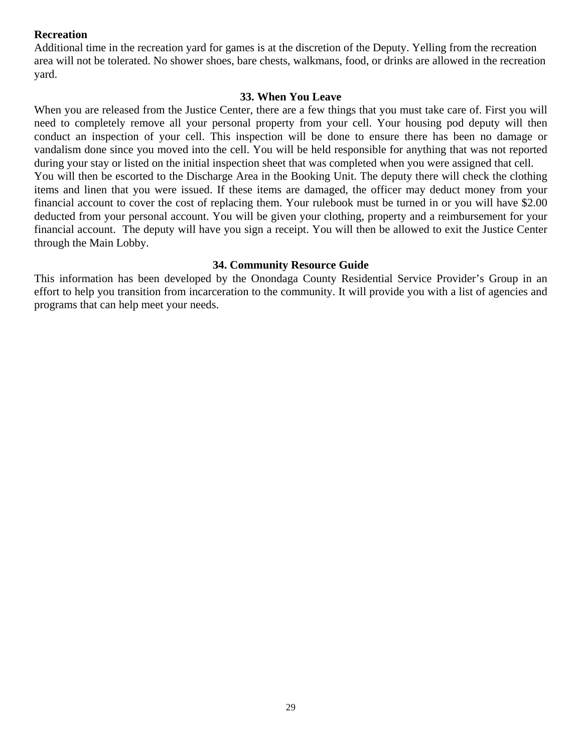**Recreation**
Additional time in the recreation yard for games is at the discretion of the Deputy. Yelling from the recreation area will not be tolerated. No shower shoes, bare chests, walkmans, food, or drinks are allowed in the recreation yard.

## 33. When You Leave

When you are released from the Justice Center, there are a few things that you must take care of. First you will need to completely remove all your personal property from your cell. Your housing pod deputy will then conduct an inspection of your cell. This inspection will be done to ensure there has been no damage or vandalism done since you moved into the cell. You will be held responsible for anything that was not reported during your stay or listed on the initial inspection sheet that was completed when you were assigned that cell.
You will then be escorted to the Discharge Area in the Booking Unit. The deputy there will check the clothing items and linen that you were issued. If these items are damaged, the officer may deduct money from your financial account to cover the cost of replacing them. Your rulebook must be turned in or you will have $2.00 deducted from your personal account. You will be given your clothing, property and a reimbursement for your financial account. The deputy will have you sign a receipt. You will then be allowed to exit the Justice Center through the Main Lobby.

## 34. Community Resource Guide

This information has been developed by the Onondaga County Residential Service Provider's Group in an effort to help you transition from incarceration to the community. It will provide you with a list of agencies and programs that can help meet your needs.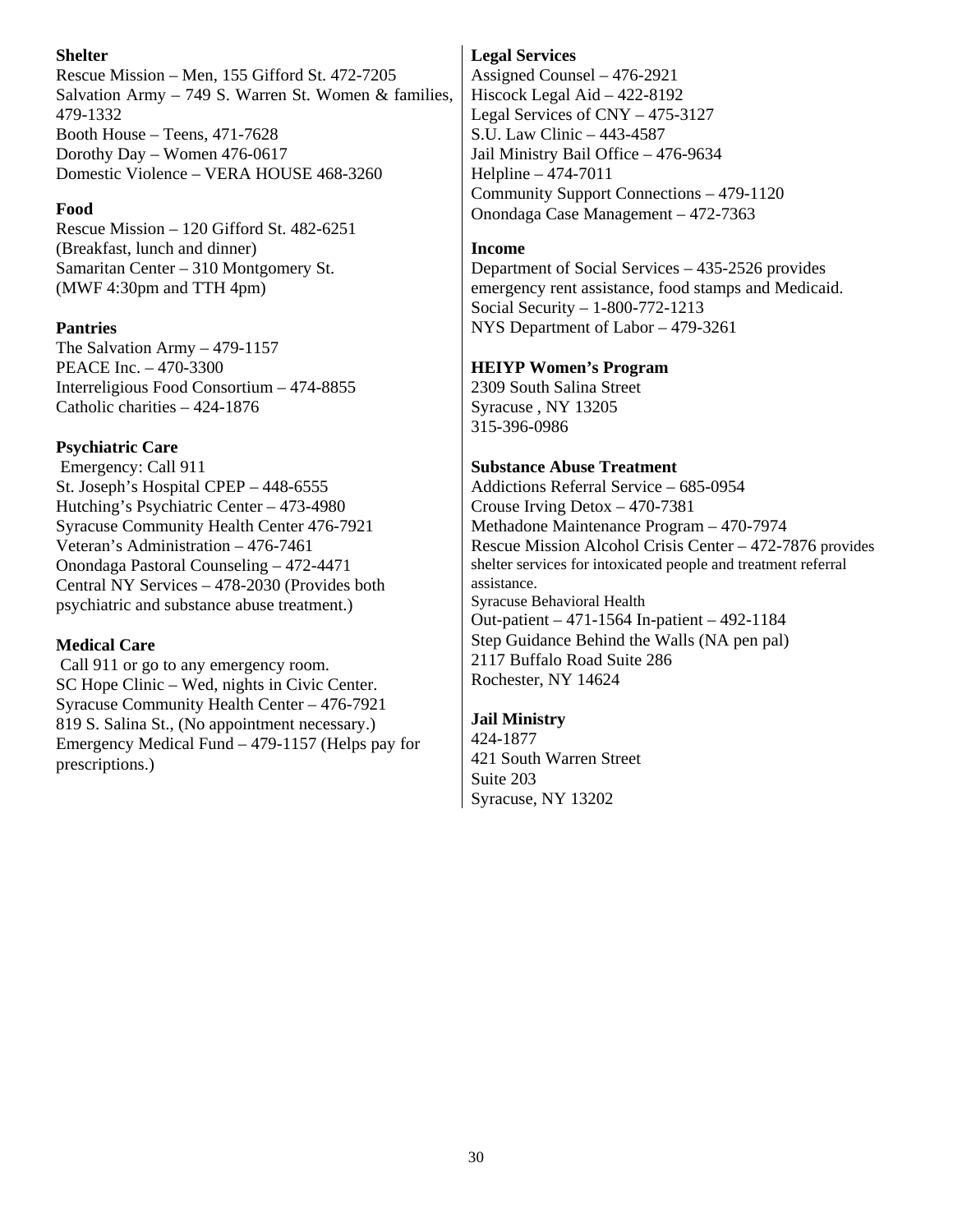**Shelter**

Rescue Mission – Men, 155 Gifford St. 472-7205
Salvation Army – 749 S. Warren St. Women & families, 479-1332
Booth House – Teens, 471-7628
Dorothy Day – Women 476-0617
Domestic Violence – VERA HOUSE 468-3260

**Food**

Rescue Mission – 120 Gifford St. 482-6251 (Breakfast, lunch and dinner)
Samaritan Center – 310 Montgomery St. (MWF 4:30pm and TTH 4pm)

**Pantries**

The Salvation Army – 479-1157
PEACE Inc. – 470-3300
Interreligious Food Consortium – 474-8855
Catholic charities – 424-1876

**Psychiatric Care**

Emergency: Call 911
St. Joseph's Hospital CPEP – 448-6555
Hutching's Psychiatric Center – 473-4980
Syracuse Community Health Center 476-7921
Veteran's Administration – 476-7461
Onondaga Pastoral Counseling – 472-4471
Central NY Services – 478-2030 (Provides both psychiatric and substance abuse treatment.)

**Medical Care**

Call 911 or go to any emergency room.
SC Hope Clinic – Wed, nights in Civic Center.
Syracuse Community Health Center – 476-7921 819 S. Salina St., (No appointment necessary.)
Emergency Medical Fund – 479-1157 (Helps pay for prescriptions.)

**Legal Services**

Assigned Counsel – 476-2921
Hiscock Legal Aid – 422-8192
Legal Services of CNY – 475-3127
S.U. Law Clinic – 443-4587
Jail Ministry Bail Office – 476-9634
Helpline – 474-7011
Community Support Connections – 479-1120
Onondaga Case Management – 472-7363

**Income**

Department of Social Services – 435-2526 provides emergency rent assistance, food stamps and Medicaid.
Social Security – 1-800-772-1213
NYS Department of Labor – 479-3261

**HEIYP Women's Program**

2309 South Salina Street
Syracuse , NY 13205
315-396-0986

**Substance Abuse Treatment**

Addictions Referral Service – 685-0954
Crouse Irving Detox – 470-7381
Methadone Maintenance Program – 470-7974
Rescue Mission Alcohol Crisis Center – 472-7876 provides shelter services for intoxicated people and treatment referral assistance.
Syracuse Behavioral Health
Out-patient – 471-1564 In-patient – 492-1184
Step Guidance Behind the Walls (NA pen pal)
2117 Buffalo Road Suite 286
Rochester, NY 14624

**Jail Ministry**

424-1877
421 South Warren Street
Suite 203
Syracuse, NY 13202